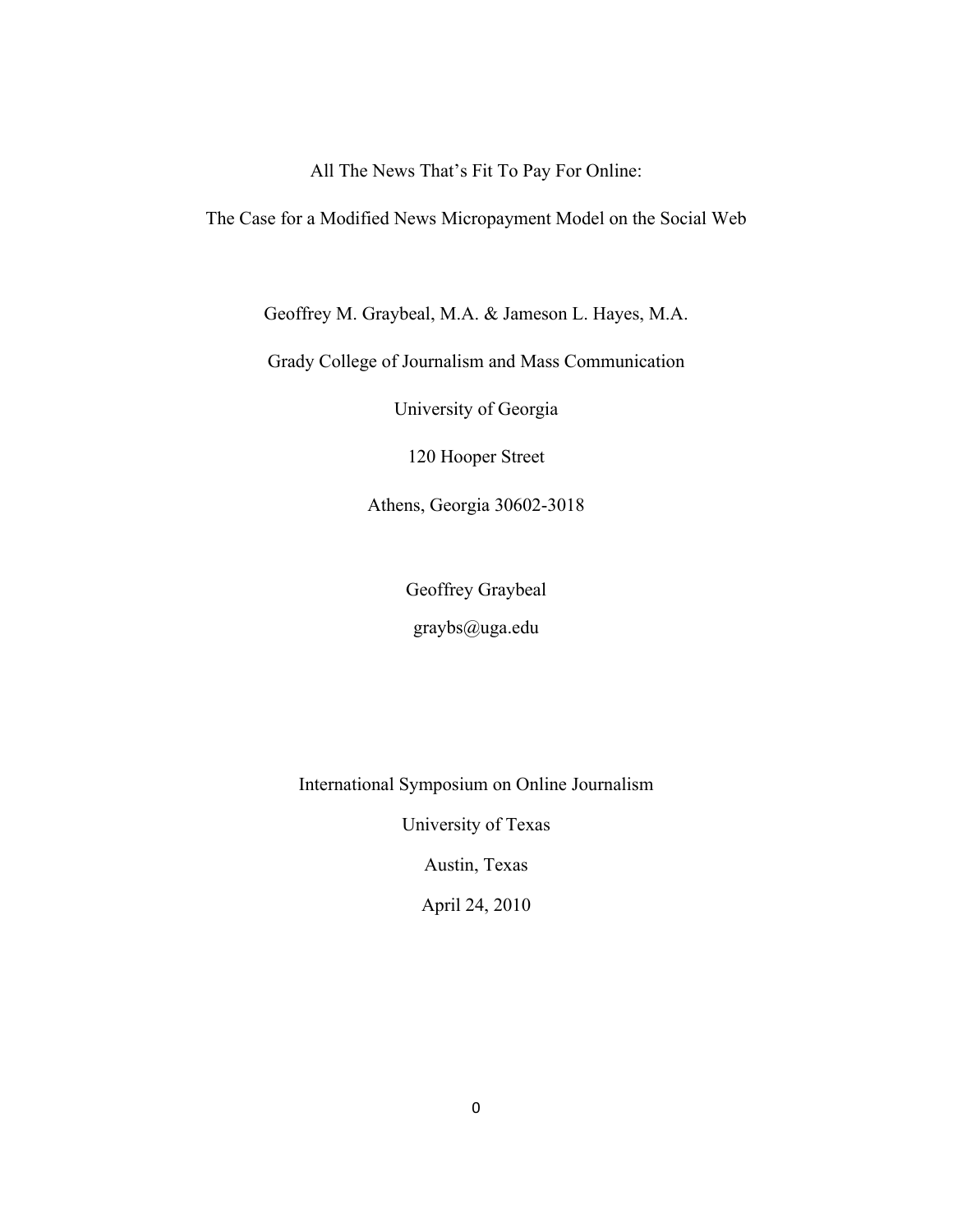# All The News That's Fit To Pay For Online:

## The Case for a Modified News Micropayment Model on the Social Web

Geoffrey M. Graybeal, M.A. & Jameson L. Hayes, M.A.

Grady College of Journalism and Mass Communication

University of Georgia

120 Hooper Street

Athens, Georgia 30602-3018

Geoffrey Graybeal

graybs@uga.edu

International Symposium on Online Journalism

University of Texas

Austin, Texas

April 24, 2010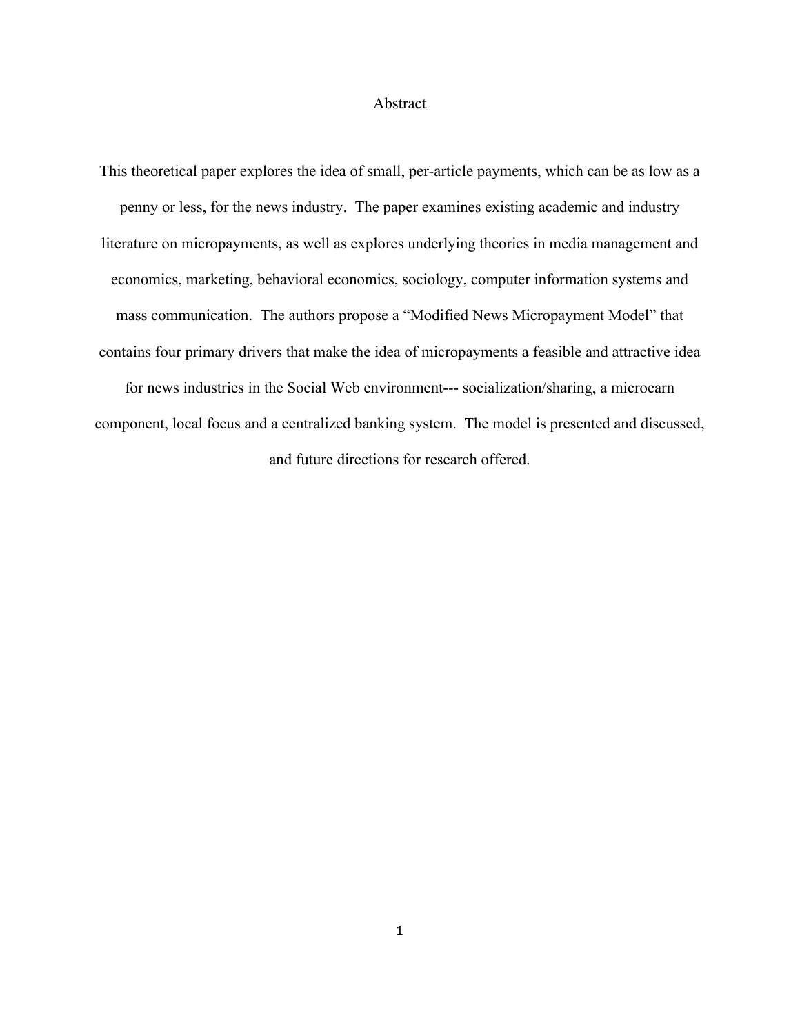# Abstract

This theoretical paper explores the idea of small, per-article payments, which can be as low as a penny or less, for the news industry. The paper examines existing academic and industry literature on micropayments, as well as explores underlying theories in media management and economics, marketing, behavioral economics, sociology, computer information systems and mass communication. The authors propose a "Modified News Micropayment Model" that contains four primary drivers that make the idea of micropayments a feasible and attractive idea for news industries in the Social Web environment--- socialization/sharing, a microearn component, local focus and a centralized banking system. The model is presented and discussed, and future directions for research offered.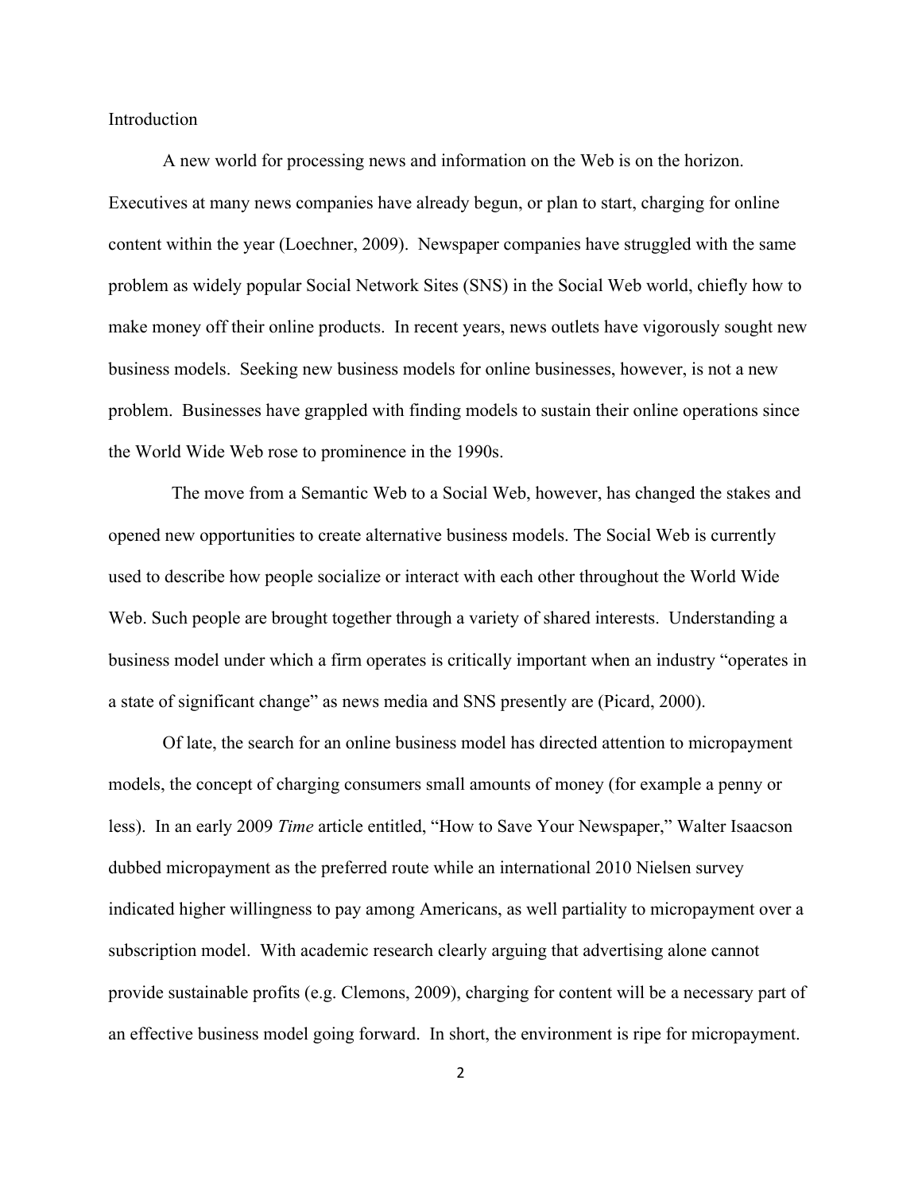## Introduction

A new world for processing news and information on the Web is on the horizon. Executives at many news companies have already begun, or plan to start, charging for online content within the year (Loechner, 2009). Newspaper companies have struggled with the same problem as widely popular Social Network Sites (SNS) in the Social Web world, chiefly how to make money off their online products. In recent years, news outlets have vigorously sought new business models. Seeking new business models for online businesses, however, is not a new problem. Businesses have grappled with finding models to sustain their online operations since the World Wide Web rose to prominence in the 1990s.

The move from a Semantic Web to a Social Web, however, has changed the stakes and opened new opportunities to create alternative business models. The Social Web is currently used to describe how people socialize or interact with each other throughout the World Wide Web. Such people are brought together through a variety of shared interests. Understanding a business model under which a firm operates is critically important when an industry "operates in a state of significant change" as news media and SNS presently are (Picard, 2000).

Of late, the search for an online business model has directed attention to micropayment models, the concept of charging consumers small amounts of money (for example a penny or less). In an early 2009 *Time* article entitled, "How to Save Your Newspaper," Walter Isaacson dubbed micropayment as the preferred route while an international 2010 Nielsen survey indicated higher willingness to pay among Americans, as well partiality to micropayment over a subscription model. With academic research clearly arguing that advertising alone cannot provide sustainable profits (e.g. Clemons, 2009), charging for content will be a necessary part of an effective business model going forward. In short, the environment is ripe for micropayment.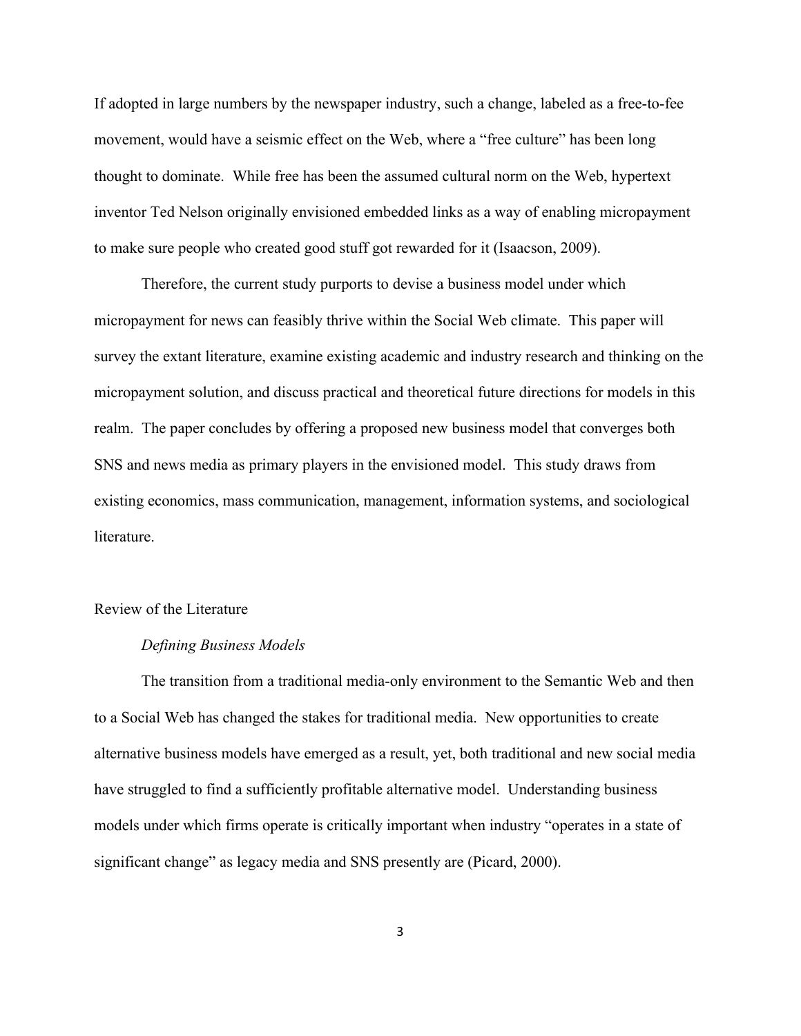If adopted in large numbers by the newspaper industry, such a change, labeled as a free-to-fee movement, would have a seismic effect on the Web, where a "free culture" has been long thought to dominate. While free has been the assumed cultural norm on the Web, hypertext inventor Ted Nelson originally envisioned embedded links as a way of enabling micropayment to make sure people who created good stuff got rewarded for it (Isaacson, 2009).

Therefore, the current study purports to devise a business model under which micropayment for news can feasibly thrive within the Social Web climate. This paper will survey the extant literature, examine existing academic and industry research and thinking on the micropayment solution, and discuss practical and theoretical future directions for models in this realm. The paper concludes by offering a proposed new business model that converges both SNS and news media as primary players in the envisioned model. This study draws from existing economics, mass communication, management, information systems, and sociological literature.

## Review of the Literature

### *Defining Business Models*

The transition from a traditional media-only environment to the Semantic Web and then to a Social Web has changed the stakes for traditional media. New opportunities to create alternative business models have emerged as a result, yet, both traditional and new social media have struggled to find a sufficiently profitable alternative model. Understanding business models under which firms operate is critically important when industry "operates in a state of significant change" as legacy media and SNS presently are (Picard, 2000).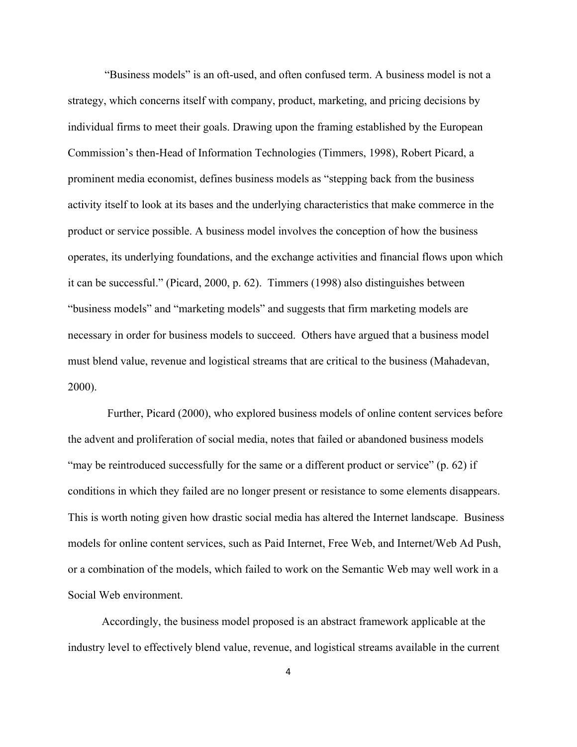"Business models" is an oft-used, and often confused term. A business model is not a strategy, which concerns itself with company, product, marketing, and pricing decisions by individual firms to meet their goals. Drawing upon the framing established by the European Commission's then-Head of Information Technologies (Timmers, 1998), Robert Picard, a prominent media economist, defines business models as "stepping back from the business activity itself to look at its bases and the underlying characteristics that make commerce in the product or service possible. A business model involves the conception of how the business operates, its underlying foundations, and the exchange activities and financial flows upon which it can be successful." (Picard, 2000, p. 62). Timmers (1998) also distinguishes between "business models" and "marketing models" and suggests that firm marketing models are necessary in order for business models to succeed. Others have argued that a business model must blend value, revenue and logistical streams that are critical to the business (Mahadevan, 2000).

Further, Picard (2000), who explored business models of online content services before the advent and proliferation of social media, notes that failed or abandoned business models "may be reintroduced successfully for the same or a different product or service" (p. 62) if conditions in which they failed are no longer present or resistance to some elements disappears. This is worth noting given how drastic social media has altered the Internet landscape. Business models for online content services, such as Paid Internet, Free Web, and Internet/Web Ad Push, or a combination of the models, which failed to work on the Semantic Web may well work in a Social Web environment.

Accordingly, the business model proposed is an abstract framework applicable at the industry level to effectively blend value, revenue, and logistical streams available in the current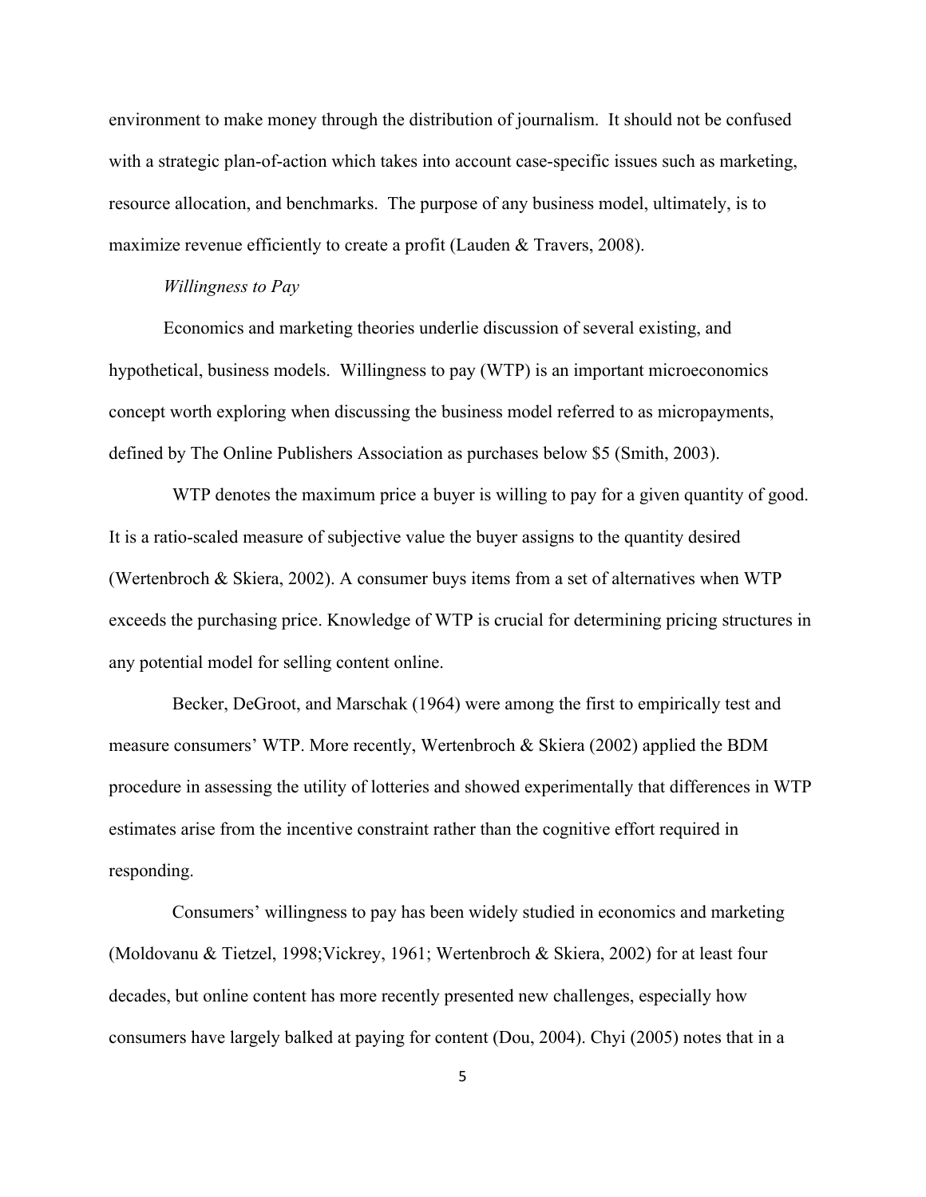environment to make money through the distribution of journalism. It should not be confused with a strategic plan-of-action which takes into account case-specific issues such as marketing, resource allocation, and benchmarks. The purpose of any business model, ultimately, is to maximize revenue efficiently to create a profit (Lauden & Travers, 2008).

*Willingness to Pay*

Economics and marketing theories underlie discussion of several existing, and hypothetical, business models. Willingness to pay (WTP) is an important microeconomics concept worth exploring when discussing the business model referred to as micropayments, defined by The Online Publishers Association as purchases below $5 (Smith, 2003).

WTP denotes the maximum price a buyer is willing to pay for a given quantity of good. It is a ratio-scaled measure of subjective value the buyer assigns to the quantity desired (Wertenbroch & Skiera, 2002). A consumer buys items from a set of alternatives when WTP exceeds the purchasing price. Knowledge of WTP is crucial for determining pricing structures in any potential model for selling content online.

Becker, DeGroot, and Marschak (1964) were among the first to empirically test and measure consumers' WTP. More recently, Wertenbroch & Skiera (2002) applied the BDM procedure in assessing the utility of lotteries and showed experimentally that differences in WTP estimates arise from the incentive constraint rather than the cognitive effort required in responding.

Consumers' willingness to pay has been widely studied in economics and marketing (Moldovanu & Tietzel, 1998;Vickrey, 1961; Wertenbroch & Skiera, 2002) for at least four decades, but online content has more recently presented new challenges, especially how consumers have largely balked at paying for content (Dou, 2004). Chyi (2005) notes that in a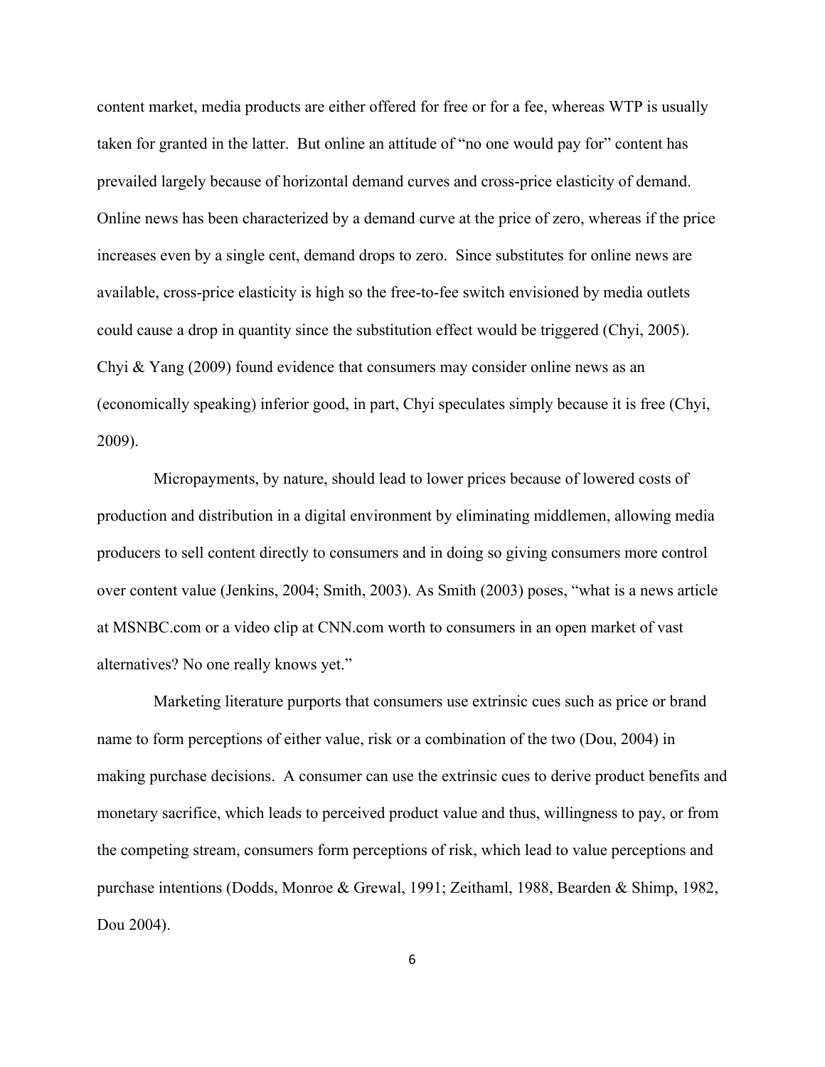content market, media products are either offered for free or for a fee, whereas WTP is usually taken for granted in the latter. But online an attitude of "no one would pay for" content has prevailed largely because of horizontal demand curves and cross-price elasticity of demand. Online news has been characterized by a demand curve at the price of zero, whereas if the price increases even by a single cent, demand drops to zero. Since substitutes for online news are available, cross-price elasticity is high so the free-to-fee switch envisioned by media outlets could cause a drop in quantity since the substitution effect would be triggered (Chyi, 2005). Chyi & Yang (2009) found evidence that consumers may consider online news as an (economically speaking) inferior good, in part, Chyi speculates simply because it is free (Chyi, 2009).

Micropayments, by nature, should lead to lower prices because of lowered costs of production and distribution in a digital environment by eliminating middlemen, allowing media producers to sell content directly to consumers and in doing so giving consumers more control over content value (Jenkins, 2004; Smith, 2003). As Smith (2003) poses, "what is a news article at MSNBC.com or a video clip at CNN.com worth to consumers in an open market of vast alternatives? No one really knows yet."

Marketing literature purports that consumers use extrinsic cues such as price or brand name to form perceptions of either value, risk or a combination of the two (Dou, 2004) in making purchase decisions. A consumer can use the extrinsic cues to derive product benefits and monetary sacrifice, which leads to perceived product value and thus, willingness to pay, or from the competing stream, consumers form perceptions of risk, which lead to value perceptions and purchase intentions (Dodds, Monroe & Grewal, 1991; Zeithaml, 1988, Bearden & Shimp, 1982, Dou 2004).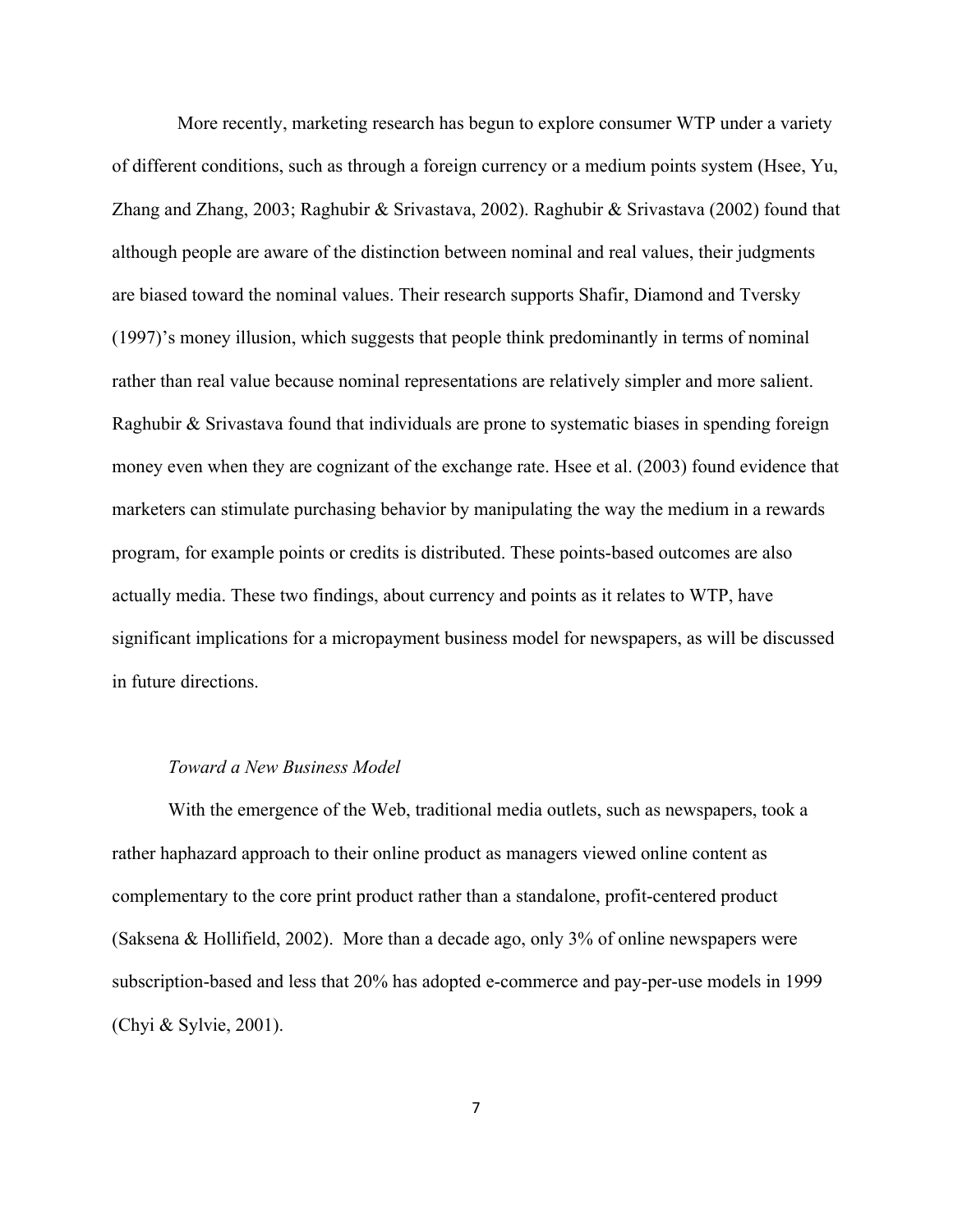More recently, marketing research has begun to explore consumer WTP under a variety of different conditions, such as through a foreign currency or a medium points system (Hsee, Yu, Zhang and Zhang, 2003; Raghubir & Srivastava, 2002). Raghubir & Srivastava (2002) found that although people are aware of the distinction between nominal and real values, their judgments are biased toward the nominal values. Their research supports Shafir, Diamond and Tversky (1997)'s money illusion, which suggests that people think predominantly in terms of nominal rather than real value because nominal representations are relatively simpler and more salient. Raghubir & Srivastava found that individuals are prone to systematic biases in spending foreign money even when they are cognizant of the exchange rate. Hsee et al. (2003) found evidence that marketers can stimulate purchasing behavior by manipulating the way the medium in a rewards program, for example points or credits is distributed. These points-based outcomes are also actually media. These two findings, about currency and points as it relates to WTP, have significant implications for a micropayment business model for newspapers, as will be discussed in future directions.

### *Toward a New Business Model*

With the emergence of the Web, traditional media outlets, such as newspapers, took a rather haphazard approach to their online product as managers viewed online content as complementary to the core print product rather than a standalone, profit-centered product (Saksena & Hollifield, 2002). More than a decade ago, only 3% of online newspapers were subscription-based and less that 20% has adopted e-commerce and pay-per-use models in 1999 (Chyi & Sylvie, 2001).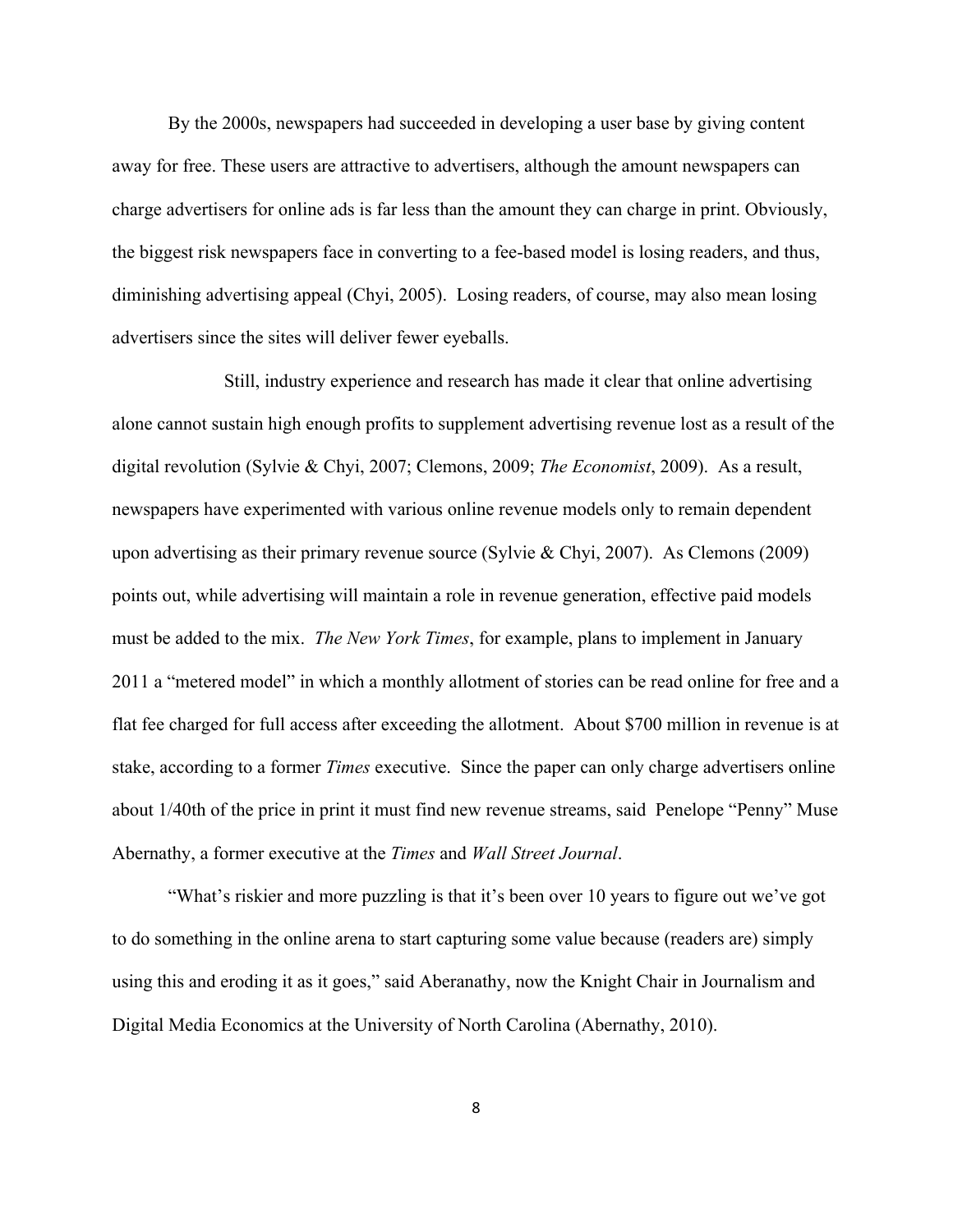By the 2000s, newspapers had succeeded in developing a user base by giving content away for free. These users are attractive to advertisers, although the amount newspapers can charge advertisers for online ads is far less than the amount they can charge in print. Obviously, the biggest risk newspapers face in converting to a fee-based model is losing readers, and thus, diminishing advertising appeal (Chyi, 2005). Losing readers, of course, may also mean losing advertisers since the sites will deliver fewer eyeballs.

Still, industry experience and research has made it clear that online advertising alone cannot sustain high enough profits to supplement advertising revenue lost as a result of the digital revolution (Sylvie & Chyi, 2007; Clemons, 2009; *The Economist*, 2009). As a result, newspapers have experimented with various online revenue models only to remain dependent upon advertising as their primary revenue source (Sylvie & Chyi, 2007). As Clemons (2009) points out, while advertising will maintain a role in revenue generation, effective paid models must be added to the mix. *The New York Times*, for example, plans to implement in January 2011 a "metered model" in which a monthly allotment of stories can be read online for free and a flat fee charged for full access after exceeding the allotment. About $700 million in revenue is at stake, according to a former *Times* executive. Since the paper can only charge advertisers online about 1/40th of the price in print it must find new revenue streams, said Penelope "Penny" Muse Abernathy, a former executive at the *Times* and *Wall Street Journal*.

"What's riskier and more puzzling is that it's been over 10 years to figure out we've got to do something in the online arena to start capturing some value because (readers are) simply using this and eroding it as it goes," said Aberanathy, now the Knight Chair in Journalism and Digital Media Economics at the University of North Carolina (Abernathy, 2010).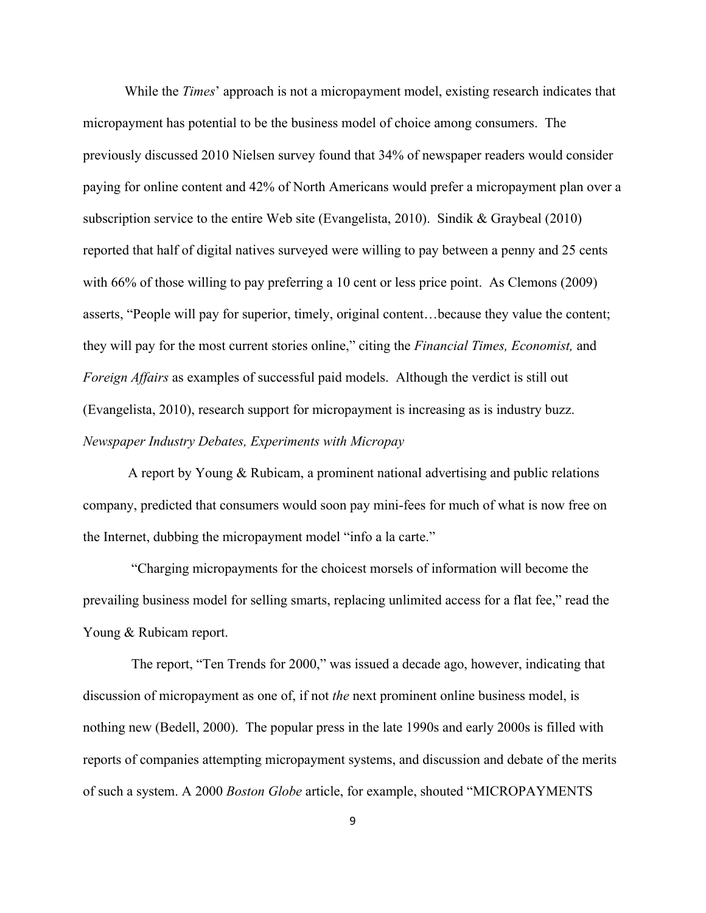While the *Times*' approach is not a micropayment model, existing research indicates that micropayment has potential to be the business model of choice among consumers. The previously discussed 2010 Nielsen survey found that 34% of newspaper readers would consider paying for online content and 42% of North Americans would prefer a micropayment plan over a subscription service to the entire Web site (Evangelista, 2010). Sindik & Graybeal (2010) reported that half of digital natives surveyed were willing to pay between a penny and 25 cents with 66% of those willing to pay preferring a 10 cent or less price point. As Clemons (2009) asserts, "People will pay for superior, timely, original content…because they value the content; they will pay for the most current stories online," citing the *Financial Times, Economist,* and *Foreign Affairs* as examples of successful paid models. Although the verdict is still out (Evangelista, 2010), research support for micropayment is increasing as is industry buzz.

*Newspaper Industry Debates, Experiments with Micropay*

A report by Young & Rubicam, a prominent national advertising and public relations company, predicted that consumers would soon pay mini-fees for much of what is now free on the Internet, dubbing the micropayment model "info a la carte."

"Charging micropayments for the choicest morsels of information will become the prevailing business model for selling smarts, replacing unlimited access for a flat fee," read the Young & Rubicam report.

The report, "Ten Trends for 2000," was issued a decade ago, however, indicating that discussion of micropayment as one of, if not *the* next prominent online business model, is nothing new (Bedell, 2000). The popular press in the late 1990s and early 2000s is filled with reports of companies attempting micropayment systems, and discussion and debate of the merits of such a system. A 2000 *Boston Globe* article, for example, shouted "MICROPAYMENTS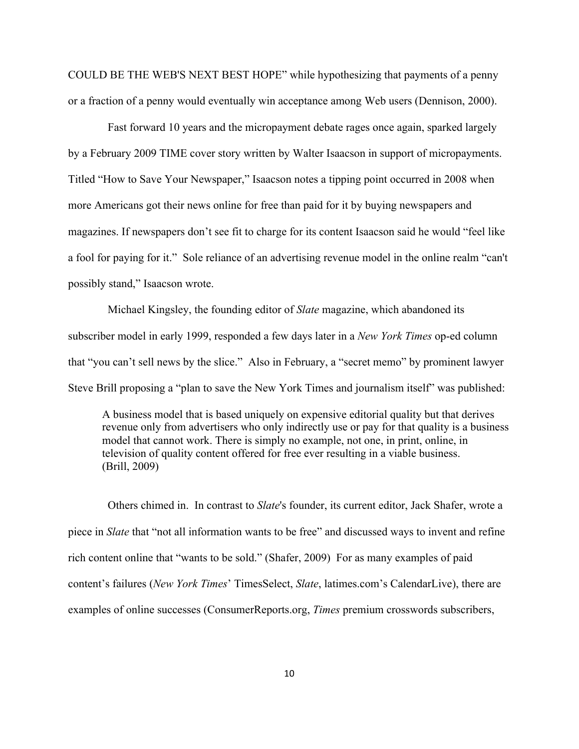COULD BE THE WEB'S NEXT BEST HOPE" while hypothesizing that payments of a penny or a fraction of a penny would eventually win acceptance among Web users (Dennison, 2000).

Fast forward 10 years and the micropayment debate rages once again, sparked largely by a February 2009 TIME cover story written by Walter Isaacson in support of micropayments. Titled "How to Save Your Newspaper," Isaacson notes a tipping point occurred in 2008 when more Americans got their news online for free than paid for it by buying newspapers and magazines. If newspapers don't see fit to charge for its content Isaacson said he would "feel like a fool for paying for it." Sole reliance of an advertising revenue model in the online realm "can't possibly stand," Isaacson wrote.

Michael Kingsley, the founding editor of *Slate* magazine, which abandoned its subscriber model in early 1999, responded a few days later in a *New York Times* op-ed column that "you can't sell news by the slice." Also in February, a "secret memo" by prominent lawyer Steve Brill proposing a "plan to save the New York Times and journalism itself" was published:

> A business model that is based uniquely on expensive editorial quality but that derives revenue only from advertisers who only indirectly use or pay for that quality is a business model that cannot work. There is simply no example, not one, in print, online, in television of quality content offered for free ever resulting in a viable business. (Brill, 2009)

Others chimed in. In contrast to *Slate*'s founder, its current editor, Jack Shafer, wrote a piece in *Slate* that "not all information wants to be free" and discussed ways to invent and refine rich content online that "wants to be sold." (Shafer, 2009) For as many examples of paid content's failures (*New York Times*' TimesSelect, *Slate*, latimes.com's CalendarLive), there are examples of online successes (ConsumerReports.org, *Times* premium crosswords subscribers,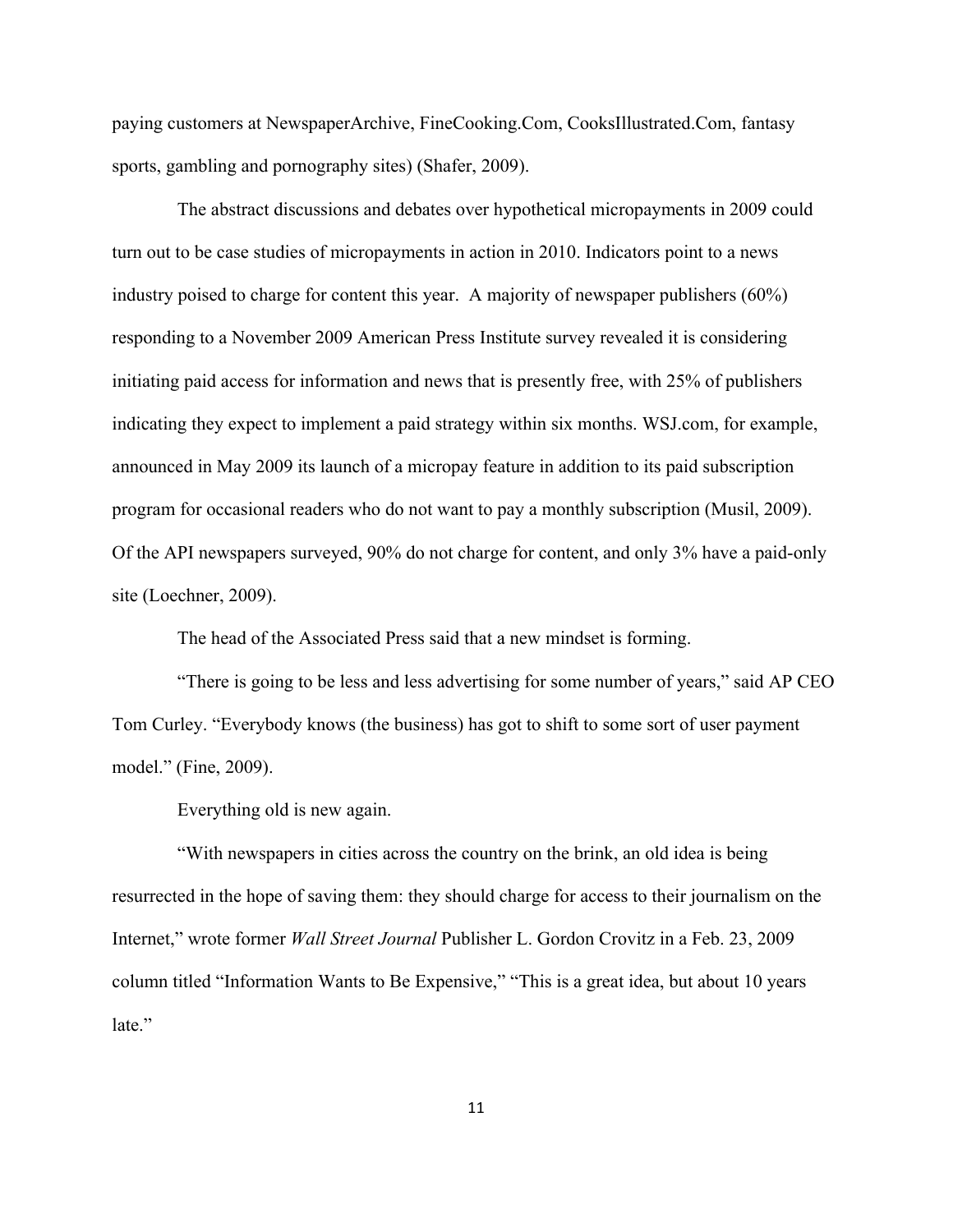paying customers at NewspaperArchive, FineCooking.Com, CooksIllustrated.Com, fantasy sports, gambling and pornography sites) (Shafer, 2009).

The abstract discussions and debates over hypothetical micropayments in 2009 could turn out to be case studies of micropayments in action in 2010. Indicators point to a news industry poised to charge for content this year. A majority of newspaper publishers (60%) responding to a November 2009 American Press Institute survey revealed it is considering initiating paid access for information and news that is presently free, with 25% of publishers indicating they expect to implement a paid strategy within six months. WSJ.com, for example, announced in May 2009 its launch of a micropay feature in addition to its paid subscription program for occasional readers who do not want to pay a monthly subscription (Musil, 2009). Of the API newspapers surveyed, 90% do not charge for content, and only 3% have a paid-only site (Loechner, 2009).

The head of the Associated Press said that a new mindset is forming.

"There is going to be less and less advertising for some number of years," said AP CEO Tom Curley. "Everybody knows (the business) has got to shift to some sort of user payment model." (Fine, 2009).

Everything old is new again.

"With newspapers in cities across the country on the brink, an old idea is being resurrected in the hope of saving them: they should charge for access to their journalism on the Internet," wrote former *Wall Street Journal* Publisher L. Gordon Crovitz in a Feb. 23, 2009 column titled "Information Wants to Be Expensive," "This is a great idea, but about 10 years late."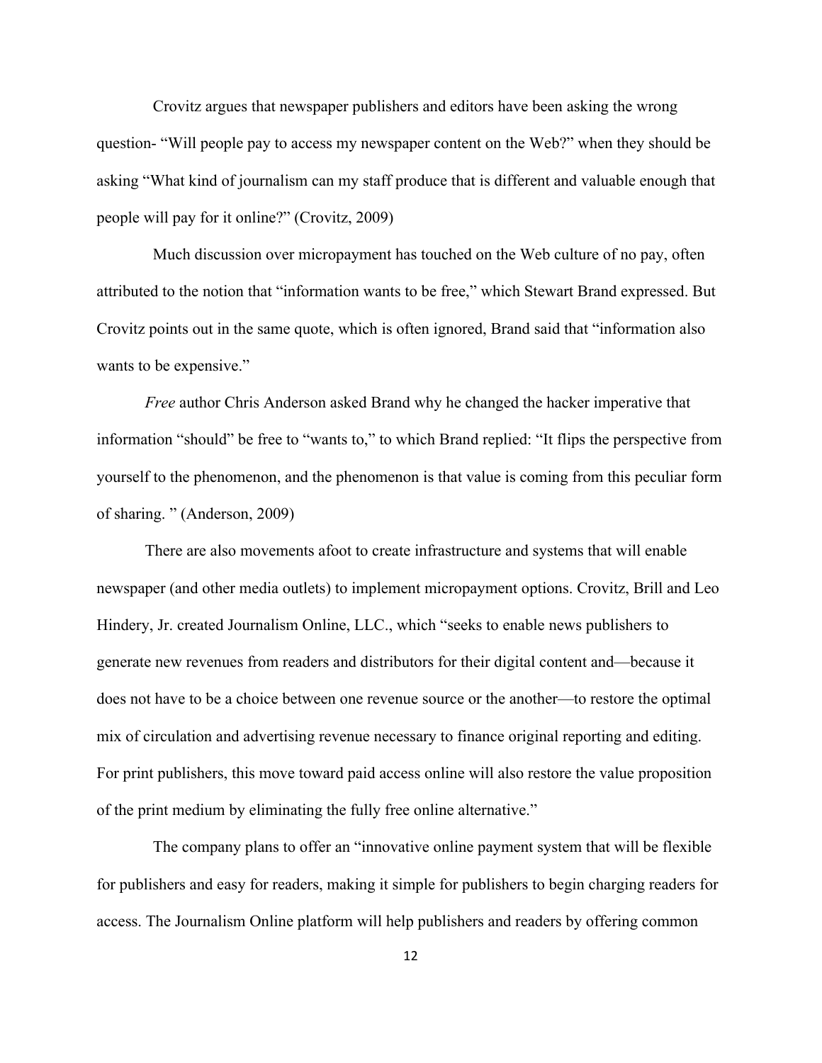Crovitz argues that newspaper publishers and editors have been asking the wrong question- "Will people pay to access my newspaper content on the Web?" when they should be asking "What kind of journalism can my staff produce that is different and valuable enough that people will pay for it online?" (Crovitz, 2009)

Much discussion over micropayment has touched on the Web culture of no pay, often attributed to the notion that "information wants to be free," which Stewart Brand expressed. But Crovitz points out in the same quote, which is often ignored, Brand said that "information also wants to be expensive."

*Free* author Chris Anderson asked Brand why he changed the hacker imperative that information "should" be free to "wants to," to which Brand replied: "It flips the perspective from yourself to the phenomenon, and the phenomenon is that value is coming from this peculiar form of sharing. " (Anderson, 2009)

There are also movements afoot to create infrastructure and systems that will enable newspaper (and other media outlets) to implement micropayment options. Crovitz, Brill and Leo Hindery, Jr. created Journalism Online, LLC., which "seeks to enable news publishers to generate new revenues from readers and distributors for their digital content and—because it does not have to be a choice between one revenue source or the another—to restore the optimal mix of circulation and advertising revenue necessary to finance original reporting and editing. For print publishers, this move toward paid access online will also restore the value proposition of the print medium by eliminating the fully free online alternative."

The company plans to offer an "innovative online payment system that will be flexible for publishers and easy for readers, making it simple for publishers to begin charging readers for access. The Journalism Online platform will help publishers and readers by offering common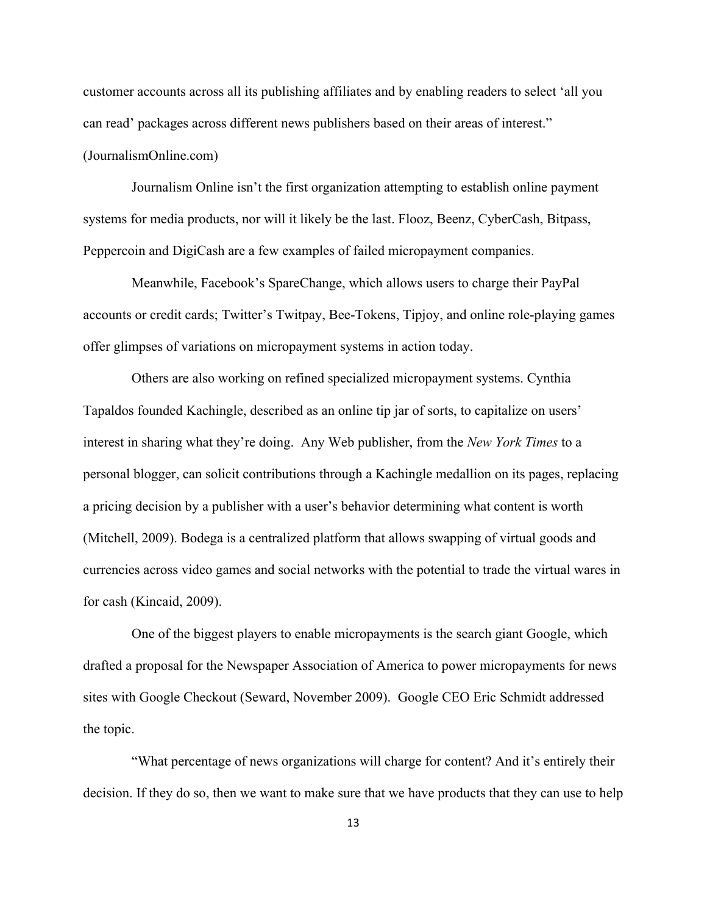customer accounts across all its publishing affiliates and by enabling readers to select 'all you can read' packages across different news publishers based on their areas of interest." (JournalismOnline.com)

Journalism Online isn't the first organization attempting to establish online payment systems for media products, nor will it likely be the last. Flooz, Beenz, CyberCash, Bitpass, Peppercoin and DigiCash are a few examples of failed micropayment companies.

Meanwhile, Facebook's SpareChange, which allows users to charge their PayPal accounts or credit cards; Twitter's Twitpay, Bee-Tokens, Tipjoy, and online role-playing games offer glimpses of variations on micropayment systems in action today.

Others are also working on refined specialized micropayment systems. Cynthia Tapaldos founded Kachingle, described as an online tip jar of sorts, to capitalize on users' interest in sharing what they're doing. Any Web publisher, from the *New York Times* to a personal blogger, can solicit contributions through a Kachingle medallion on its pages, replacing a pricing decision by a publisher with a user's behavior determining what content is worth (Mitchell, 2009). Bodega is a centralized platform that allows swapping of virtual goods and currencies across video games and social networks with the potential to trade the virtual wares in for cash (Kincaid, 2009).

One of the biggest players to enable micropayments is the search giant Google, which drafted a proposal for the Newspaper Association of America to power micropayments for news sites with Google Checkout (Seward, November 2009). Google CEO Eric Schmidt addressed the topic.

"What percentage of news organizations will charge for content? And it's entirely their decision. If they do so, then we want to make sure that we have products that they can use to help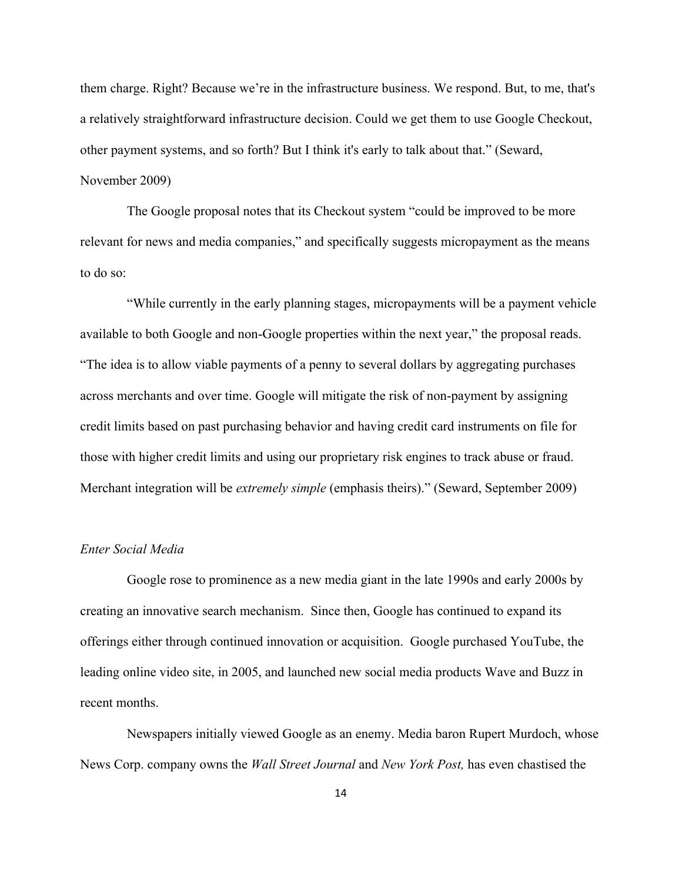them charge. Right? Because we're in the infrastructure business. We respond. But, to me, that's a relatively straightforward infrastructure decision. Could we get them to use Google Checkout, other payment systems, and so forth? But I think it's early to talk about that." (Seward, November 2009)

The Google proposal notes that its Checkout system "could be improved to be more relevant for news and media companies," and specifically suggests micropayment as the means to do so:

"While currently in the early planning stages, micropayments will be a payment vehicle available to both Google and non-Google properties within the next year," the proposal reads. "The idea is to allow viable payments of a penny to several dollars by aggregating purchases across merchants and over time. Google will mitigate the risk of non-payment by assigning credit limits based on past purchasing behavior and having credit card instruments on file for those with higher credit limits and using our proprietary risk engines to track abuse or fraud. Merchant integration will be *extremely simple* (emphasis theirs)." (Seward, September 2009)

*Enter Social Media*

Google rose to prominence as a new media giant in the late 1990s and early 2000s by creating an innovative search mechanism. Since then, Google has continued to expand its offerings either through continued innovation or acquisition. Google purchased YouTube, the leading online video site, in 2005, and launched new social media products Wave and Buzz in recent months.

Newspapers initially viewed Google as an enemy. Media baron Rupert Murdoch, whose News Corp. company owns the *Wall Street Journal* and *New York Post,* has even chastised the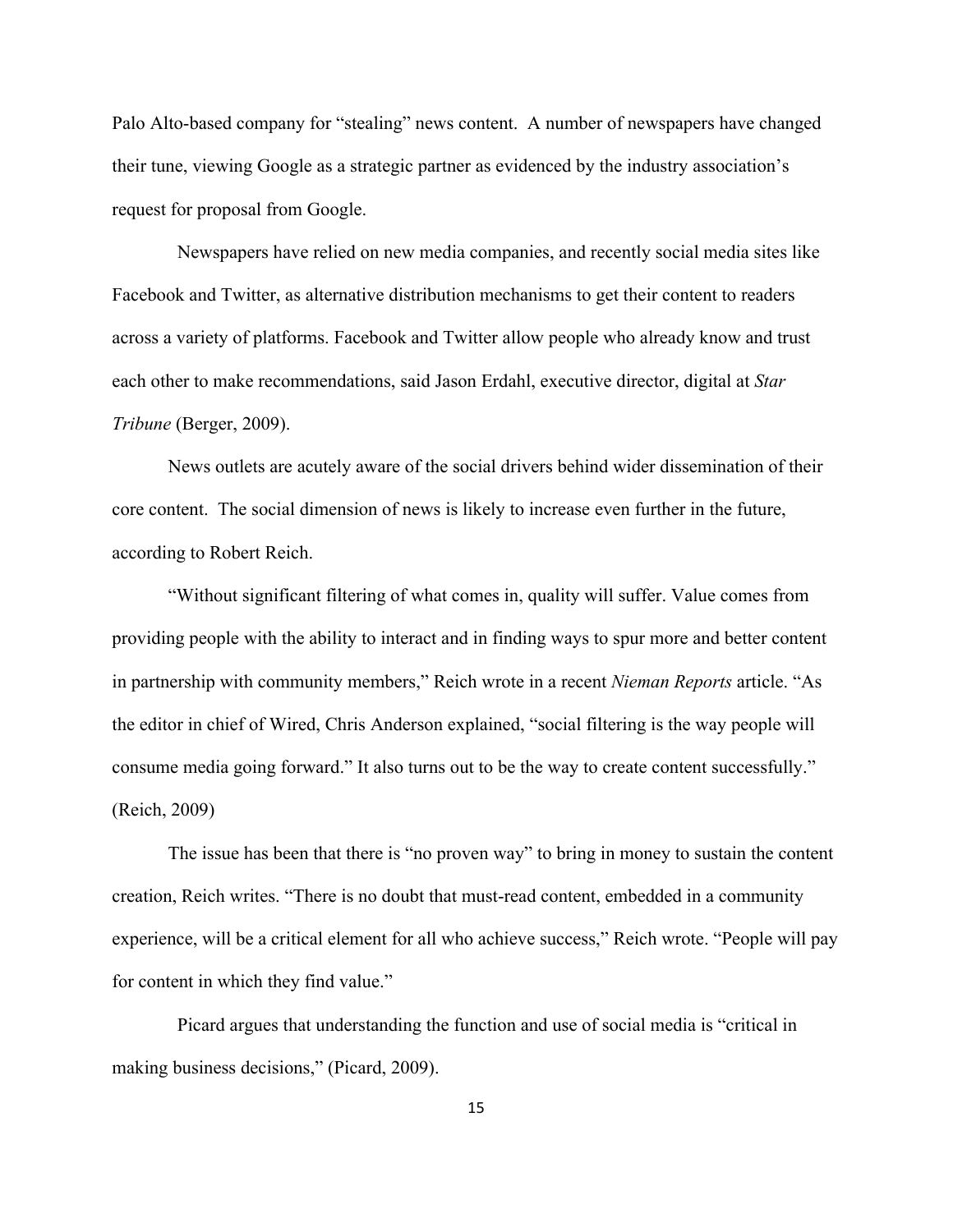Palo Alto-based company for "stealing" news content. A number of newspapers have changed their tune, viewing Google as a strategic partner as evidenced by the industry association's request for proposal from Google.

Newspapers have relied on new media companies, and recently social media sites like Facebook and Twitter, as alternative distribution mechanisms to get their content to readers across a variety of platforms. Facebook and Twitter allow people who already know and trust each other to make recommendations, said Jason Erdahl, executive director, digital at *Star Tribune* (Berger, 2009).

News outlets are acutely aware of the social drivers behind wider dissemination of their core content. The social dimension of news is likely to increase even further in the future, according to Robert Reich.

"Without significant filtering of what comes in, quality will suffer. Value comes from providing people with the ability to interact and in finding ways to spur more and better content in partnership with community members," Reich wrote in a recent *Nieman Reports* article. "As the editor in chief of Wired, Chris Anderson explained, "social filtering is the way people will consume media going forward." It also turns out to be the way to create content successfully." (Reich, 2009)

The issue has been that there is "no proven way" to bring in money to sustain the content creation, Reich writes. "There is no doubt that must-read content, embedded in a community experience, will be a critical element for all who achieve success," Reich wrote. "People will pay for content in which they find value."

Picard argues that understanding the function and use of social media is "critical in making business decisions," (Picard, 2009).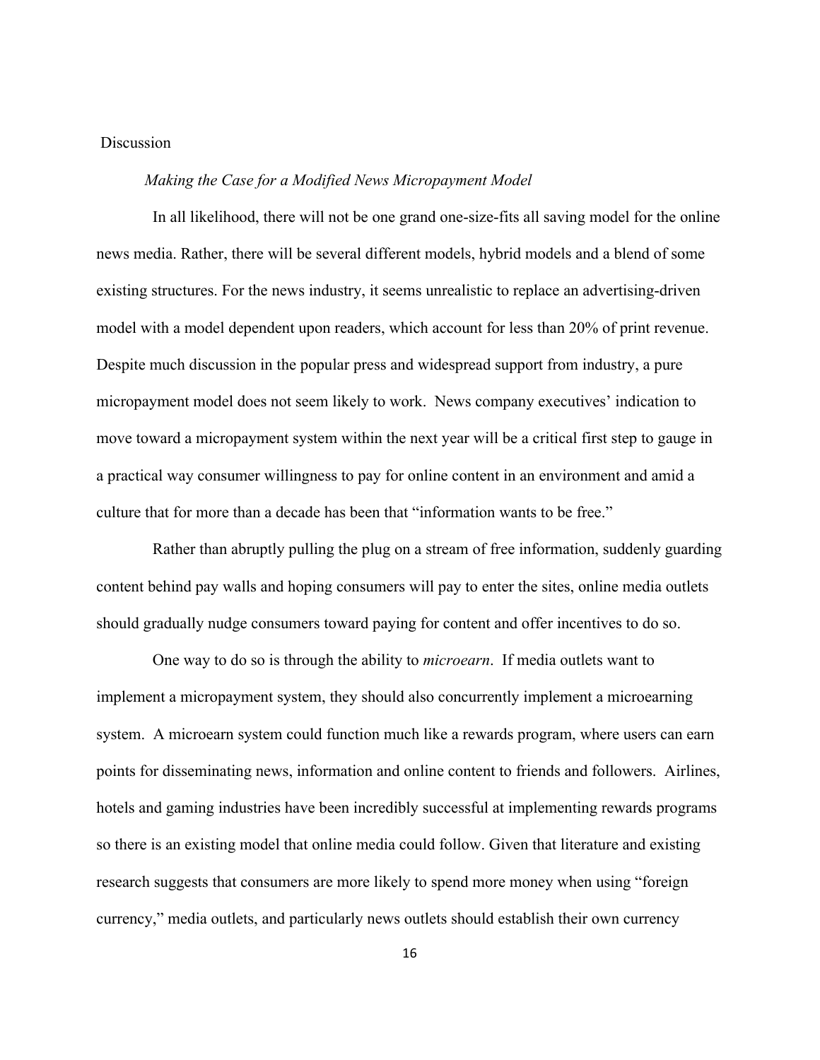## Discussion

### *Making the Case for a Modified News Micropayment Model*

In all likelihood, there will not be one grand one-size-fits all saving model for the online news media. Rather, there will be several different models, hybrid models and a blend of some existing structures. For the news industry, it seems unrealistic to replace an advertising-driven model with a model dependent upon readers, which account for less than 20% of print revenue. Despite much discussion in the popular press and widespread support from industry, a pure micropayment model does not seem likely to work. News company executives' indication to move toward a micropayment system within the next year will be a critical first step to gauge in a practical way consumer willingness to pay for online content in an environment and amid a culture that for more than a decade has been that "information wants to be free."

Rather than abruptly pulling the plug on a stream of free information, suddenly guarding content behind pay walls and hoping consumers will pay to enter the sites, online media outlets should gradually nudge consumers toward paying for content and offer incentives to do so.

One way to do so is through the ability to *microearn*. If media outlets want to implement a micropayment system, they should also concurrently implement a microearning system. A microearn system could function much like a rewards program, where users can earn points for disseminating news, information and online content to friends and followers. Airlines, hotels and gaming industries have been incredibly successful at implementing rewards programs so there is an existing model that online media could follow. Given that literature and existing research suggests that consumers are more likely to spend more money when using "foreign currency," media outlets, and particularly news outlets should establish their own currency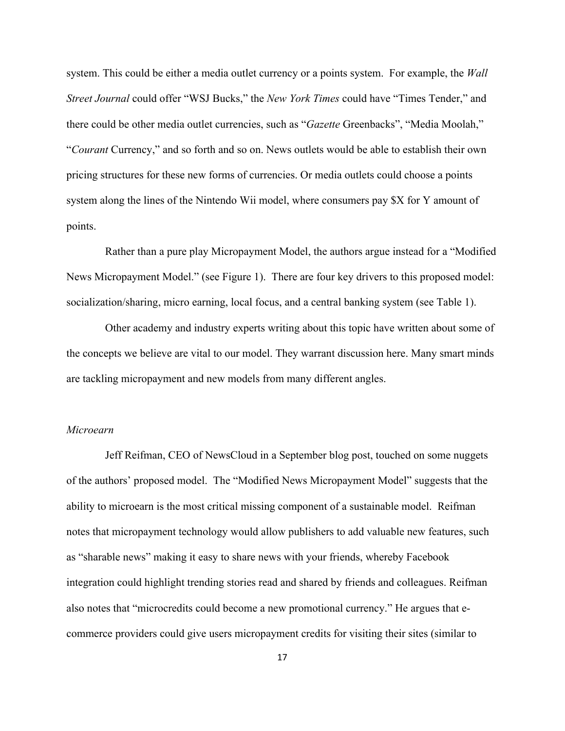system. This could be either a media outlet currency or a points system. For example, the *Wall Street Journal* could offer "WSJ Bucks," the *New York Times* could have "Times Tender," and there could be other media outlet currencies, such as "*Gazette* Greenbacks", "Media Moolah," "*Courant* Currency," and so forth and so on. News outlets would be able to establish their own pricing structures for these new forms of currencies. Or media outlets could choose a points system along the lines of the Nintendo Wii model, where consumers pay $X for Y amount of points.

Rather than a pure play Micropayment Model, the authors argue instead for a "Modified News Micropayment Model." (see Figure 1). There are four key drivers to this proposed model: socialization/sharing, micro earning, local focus, and a central banking system (see Table 1).

Other academy and industry experts writing about this topic have written about some of the concepts we believe are vital to our model. They warrant discussion here. Many smart minds are tackling micropayment and new models from many different angles.

*Microearn*

Jeff Reifman, CEO of NewsCloud in a September blog post, touched on some nuggets of the authors' proposed model. The "Modified News Micropayment Model" suggests that the ability to microearn is the most critical missing component of a sustainable model. Reifman notes that micropayment technology would allow publishers to add valuable new features, such as "sharable news" making it easy to share news with your friends, whereby Facebook integration could highlight trending stories read and shared by friends and colleagues. Reifman also notes that "microcredits could become a new promotional currency." He argues that e-commerce providers could give users micropayment credits for visiting their sites (similar to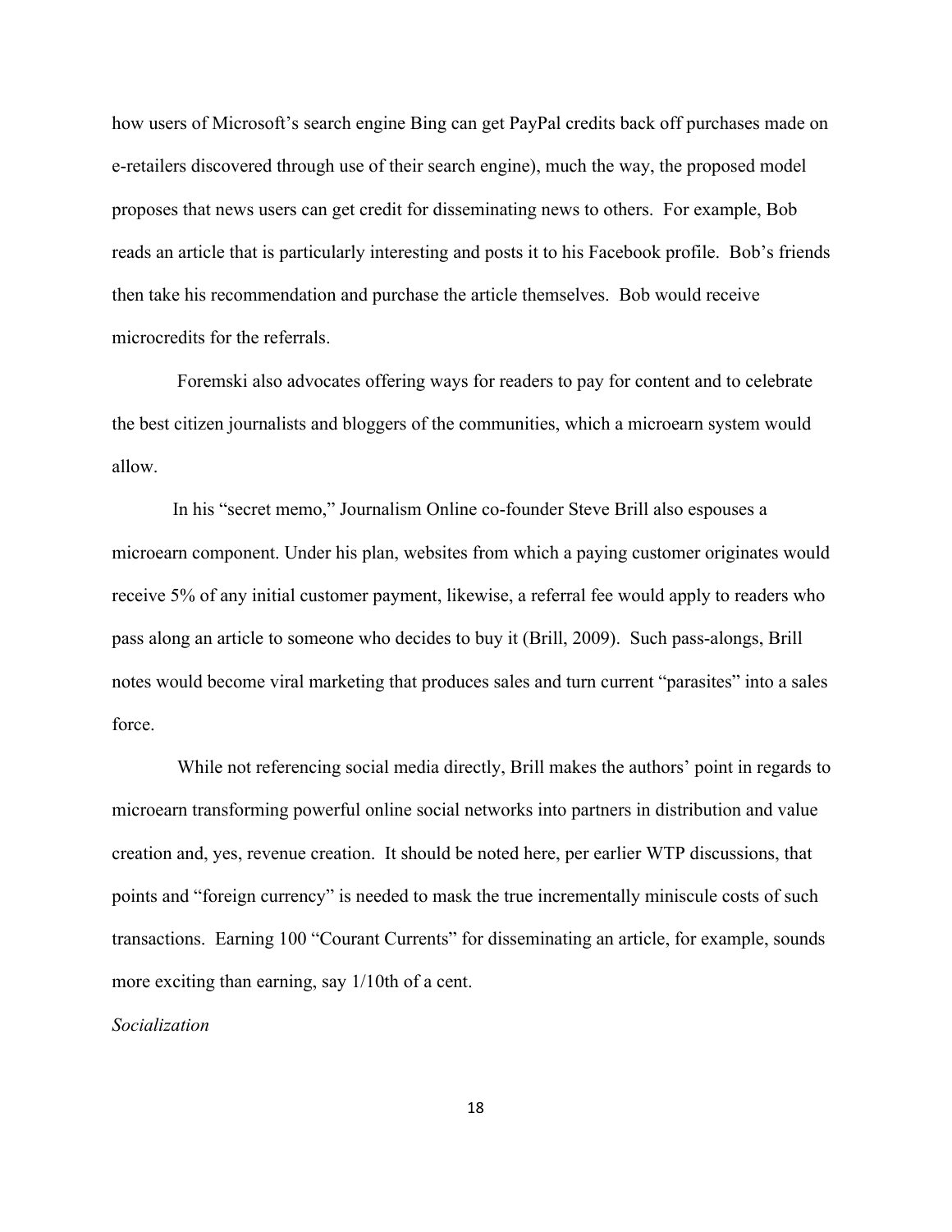how users of Microsoft's search engine Bing can get PayPal credits back off purchases made on e-retailers discovered through use of their search engine), much the way, the proposed model proposes that news users can get credit for disseminating news to others. For example, Bob reads an article that is particularly interesting and posts it to his Facebook profile. Bob's friends then take his recommendation and purchase the article themselves. Bob would receive microcredits for the referrals.

Foremski also advocates offering ways for readers to pay for content and to celebrate the best citizen journalists and bloggers of the communities, which a microearn system would allow.

In his "secret memo," Journalism Online co-founder Steve Brill also espouses a microearn component. Under his plan, websites from which a paying customer originates would receive 5% of any initial customer payment, likewise, a referral fee would apply to readers who pass along an article to someone who decides to buy it (Brill, 2009). Such pass-alongs, Brill notes would become viral marketing that produces sales and turn current "parasites" into a sales force.

While not referencing social media directly, Brill makes the authors' point in regards to microearn transforming powerful online social networks into partners in distribution and value creation and, yes, revenue creation. It should be noted here, per earlier WTP discussions, that points and "foreign currency" is needed to mask the true incrementally miniscule costs of such transactions. Earning 100 "Courant Currents" for disseminating an article, for example, sounds more exciting than earning, say 1/10th of a cent.

*Socialization*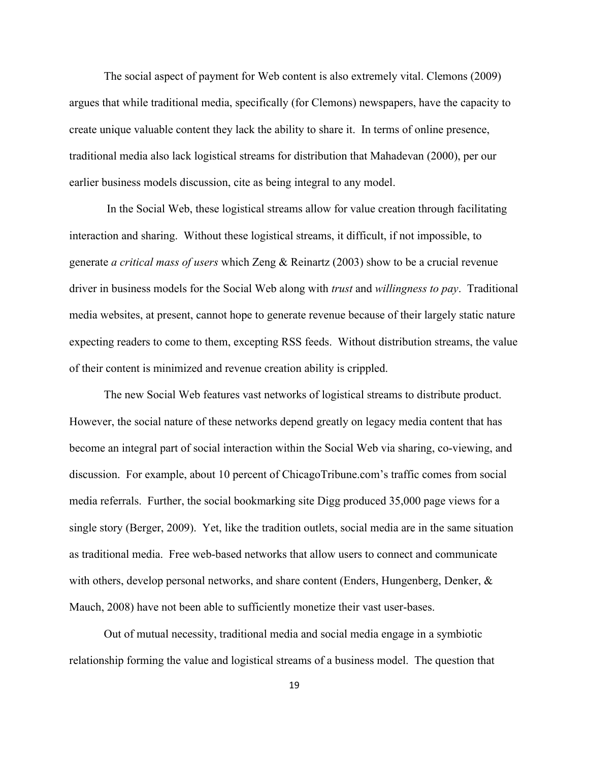The social aspect of payment for Web content is also extremely vital. Clemons (2009) argues that while traditional media, specifically (for Clemons) newspapers, have the capacity to create unique valuable content they lack the ability to share it. In terms of online presence, traditional media also lack logistical streams for distribution that Mahadevan (2000), per our earlier business models discussion, cite as being integral to any model.

In the Social Web, these logistical streams allow for value creation through facilitating interaction and sharing. Without these logistical streams, it difficult, if not impossible, to generate *a critical mass of users* which Zeng & Reinartz (2003) show to be a crucial revenue driver in business models for the Social Web along with *trust* and *willingness to pay*. Traditional media websites, at present, cannot hope to generate revenue because of their largely static nature expecting readers to come to them, excepting RSS feeds. Without distribution streams, the value of their content is minimized and revenue creation ability is crippled.

The new Social Web features vast networks of logistical streams to distribute product. However, the social nature of these networks depend greatly on legacy media content that has become an integral part of social interaction within the Social Web via sharing, co-viewing, and discussion. For example, about 10 percent of ChicagoTribune.com's traffic comes from social media referrals. Further, the social bookmarking site Digg produced 35,000 page views for a single story (Berger, 2009). Yet, like the tradition outlets, social media are in the same situation as traditional media. Free web-based networks that allow users to connect and communicate with others, develop personal networks, and share content (Enders, Hungenberg, Denker, & Mauch, 2008) have not been able to sufficiently monetize their vast user-bases.

Out of mutual necessity, traditional media and social media engage in a symbiotic relationship forming the value and logistical streams of a business model. The question that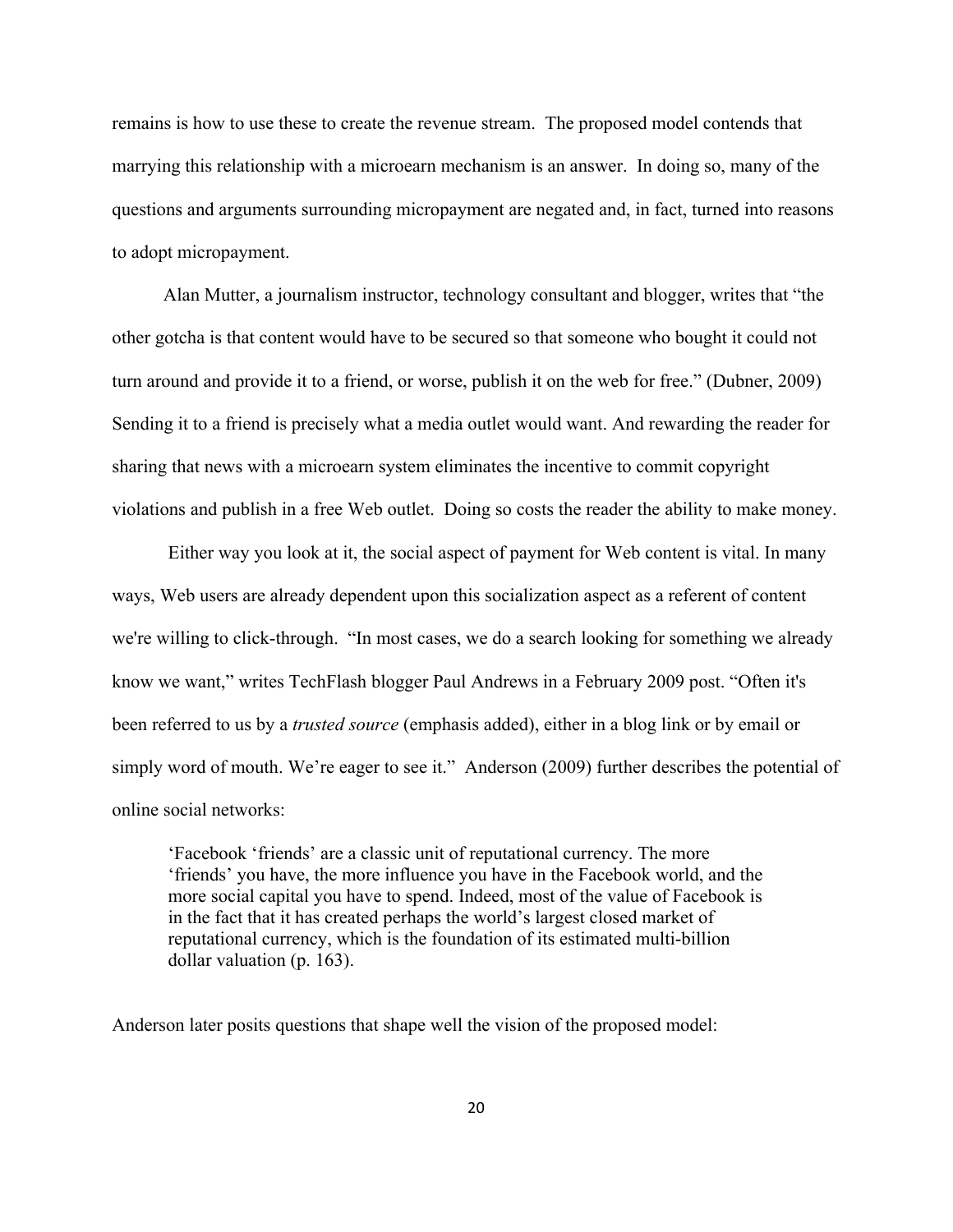remains is how to use these to create the revenue stream. The proposed model contends that marrying this relationship with a microearn mechanism is an answer. In doing so, many of the questions and arguments surrounding micropayment are negated and, in fact, turned into reasons to adopt micropayment.

Alan Mutter, a journalism instructor, technology consultant and blogger, writes that "the other gotcha is that content would have to be secured so that someone who bought it could not turn around and provide it to a friend, or worse, publish it on the web for free." (Dubner, 2009) Sending it to a friend is precisely what a media outlet would want. And rewarding the reader for sharing that news with a microearn system eliminates the incentive to commit copyright violations and publish in a free Web outlet. Doing so costs the reader the ability to make money.

Either way you look at it, the social aspect of payment for Web content is vital. In many ways, Web users are already dependent upon this socialization aspect as a referent of content we're willing to click-through. "In most cases, we do a search looking for something we already know we want," writes TechFlash blogger Paul Andrews in a February 2009 post. "Often it's been referred to us by a *trusted source* (emphasis added), either in a blog link or by email or simply word of mouth. We're eager to see it." Anderson (2009) further describes the potential of online social networks:

> 'Facebook 'friends' are a classic unit of reputational currency. The more 'friends' you have, the more influence you have in the Facebook world, and the more social capital you have to spend. Indeed, most of the value of Facebook is in the fact that it has created perhaps the world's largest closed market of reputational currency, which is the foundation of its estimated multi-billion dollar valuation (p. 163).

Anderson later posits questions that shape well the vision of the proposed model: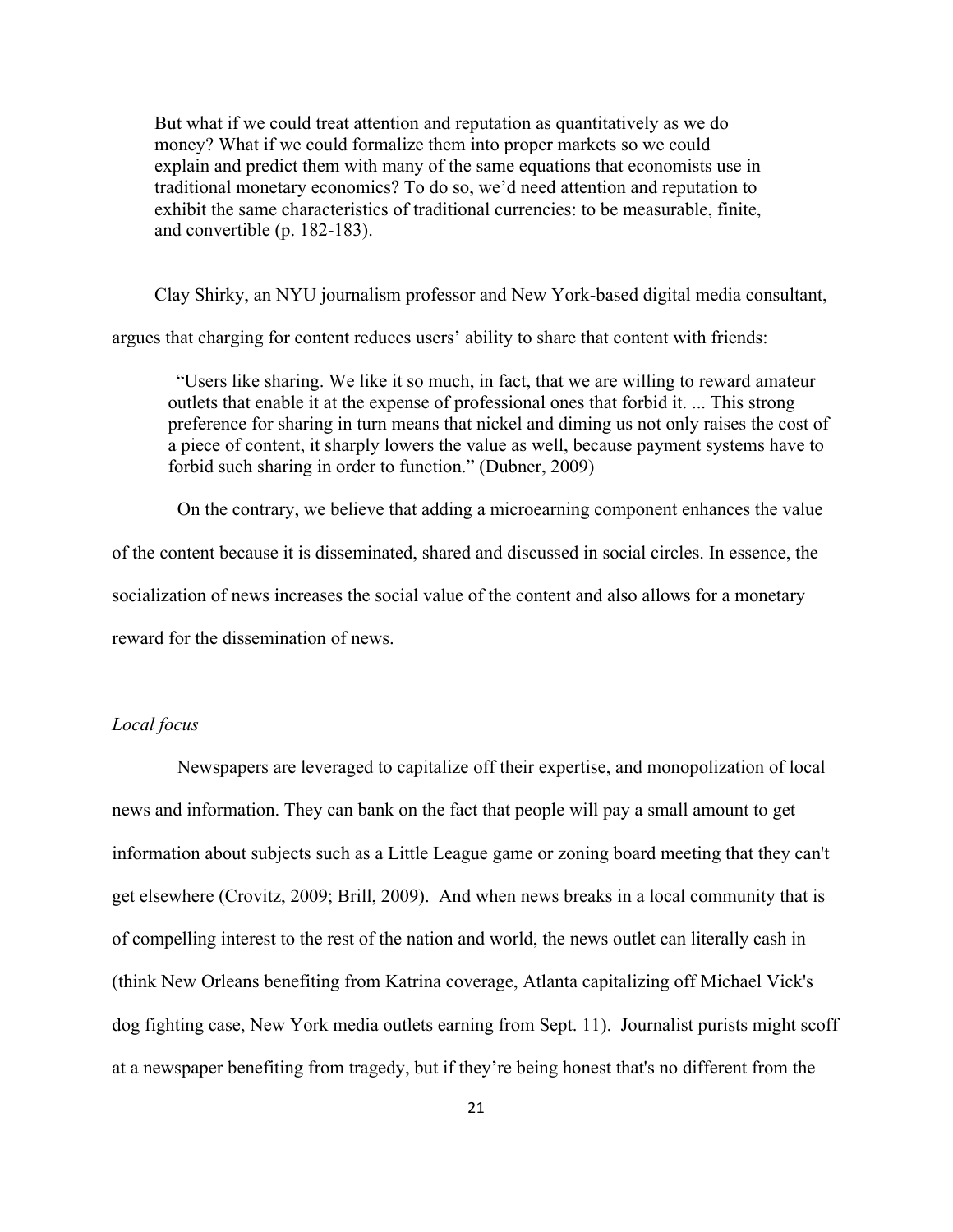> But what if we could treat attention and reputation as quantitatively as we do money? What if we could formalize them into proper markets so we could explain and predict them with many of the same equations that economists use in traditional monetary economics? To do so, we'd need attention and reputation to exhibit the same characteristics of traditional currencies: to be measurable, finite, and convertible (p. 182-183).

Clay Shirky, an NYU journalism professor and New York-based digital media consultant, argues that charging for content reduces users' ability to share that content with friends:

> "Users like sharing. We like it so much, in fact, that we are willing to reward amateur outlets that enable it at the expense of professional ones that forbid it. ... This strong preference for sharing in turn means that nickel and diming us not only raises the cost of a piece of content, it sharply lowers the value as well, because payment systems have to forbid such sharing in order to function." (Dubner, 2009)

On the contrary, we believe that adding a microearning component enhances the value of the content because it is disseminated, shared and discussed in social circles. In essence, the socialization of news increases the social value of the content and also allows for a monetary reward for the dissemination of news.

*Local focus*

Newspapers are leveraged to capitalize off their expertise, and monopolization of local news and information. They can bank on the fact that people will pay a small amount to get information about subjects such as a Little League game or zoning board meeting that they can't get elsewhere (Crovitz, 2009; Brill, 2009). And when news breaks in a local community that is of compelling interest to the rest of the nation and world, the news outlet can literally cash in (think New Orleans benefiting from Katrina coverage, Atlanta capitalizing off Michael Vick's dog fighting case, New York media outlets earning from Sept. 11). Journalist purists might scoff at a newspaper benefiting from tragedy, but if they're being honest that's no different from the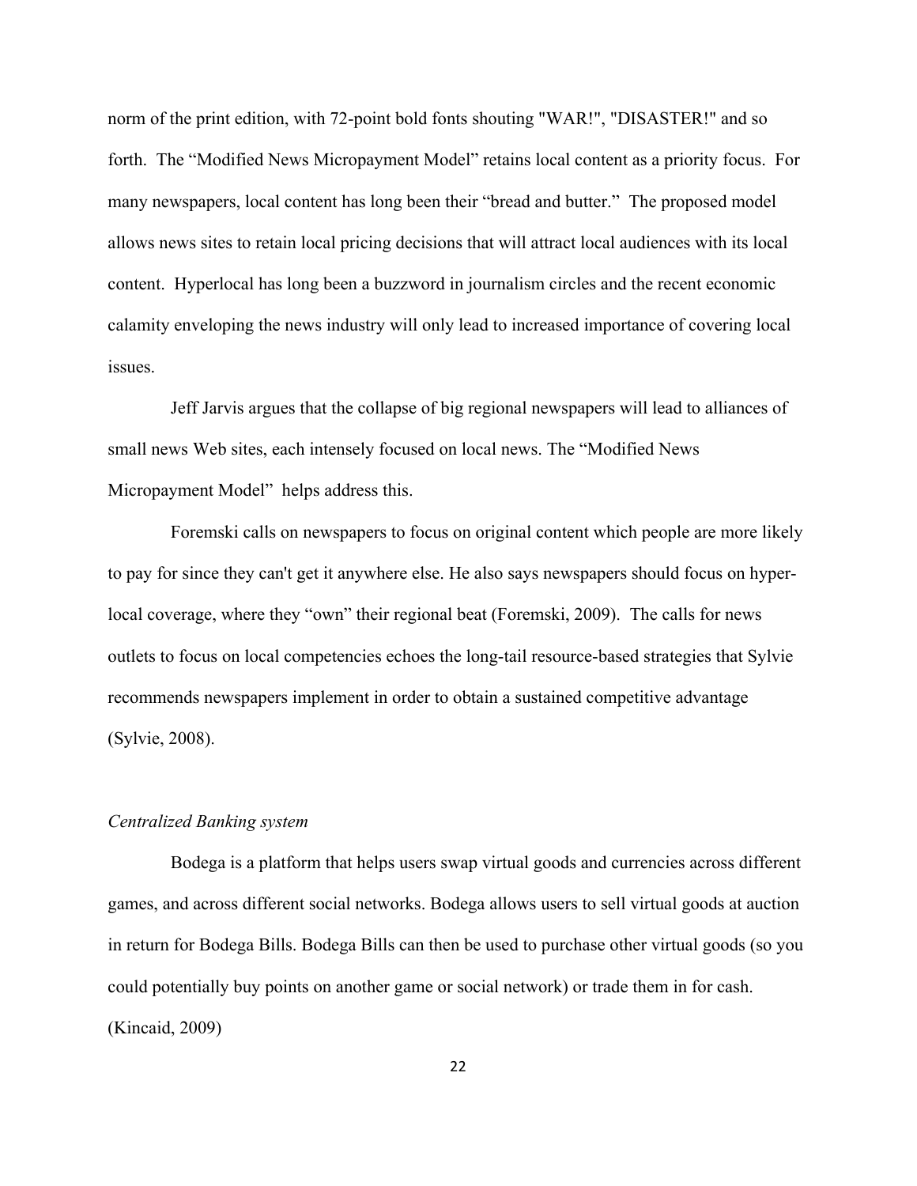norm of the print edition, with 72-point bold fonts shouting "WAR!", "DISASTER!" and so forth. The "Modified News Micropayment Model" retains local content as a priority focus. For many newspapers, local content has long been their "bread and butter." The proposed model allows news sites to retain local pricing decisions that will attract local audiences with its local content. Hyperlocal has long been a buzzword in journalism circles and the recent economic calamity enveloping the news industry will only lead to increased importance of covering local issues.

Jeff Jarvis argues that the collapse of big regional newspapers will lead to alliances of small news Web sites, each intensely focused on local news. The "Modified News Micropayment Model" helps address this.

Foremski calls on newspapers to focus on original content which people are more likely to pay for since they can't get it anywhere else. He also says newspapers should focus on hyper-local coverage, where they "own" their regional beat (Foremski, 2009). The calls for news outlets to focus on local competencies echoes the long-tail resource-based strategies that Sylvie recommends newspapers implement in order to obtain a sustained competitive advantage (Sylvie, 2008).

*Centralized Banking system*

Bodega is a platform that helps users swap virtual goods and currencies across different games, and across different social networks. Bodega allows users to sell virtual goods at auction in return for Bodega Bills. Bodega Bills can then be used to purchase other virtual goods (so you could potentially buy points on another game or social network) or trade them in for cash. (Kincaid, 2009)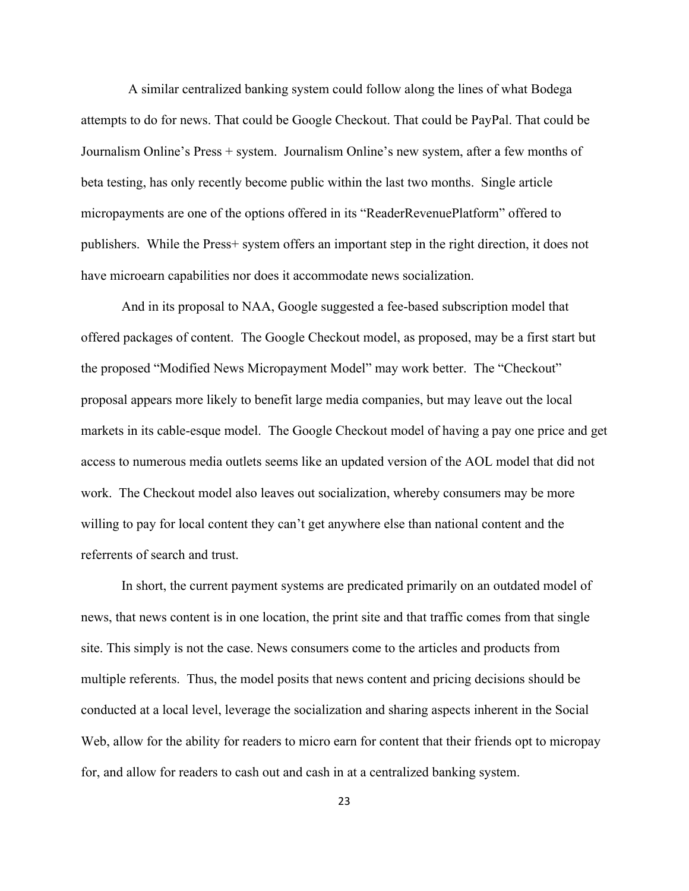A similar centralized banking system could follow along the lines of what Bodega attempts to do for news. That could be Google Checkout. That could be PayPal. That could be Journalism Online's Press + system. Journalism Online's new system, after a few months of beta testing, has only recently become public within the last two months. Single article micropayments are one of the options offered in its "ReaderRevenuePlatform" offered to publishers. While the Press+ system offers an important step in the right direction, it does not have microearn capabilities nor does it accommodate news socialization.

And in its proposal to NAA, Google suggested a fee-based subscription model that offered packages of content. The Google Checkout model, as proposed, may be a first start but the proposed "Modified News Micropayment Model" may work better. The "Checkout" proposal appears more likely to benefit large media companies, but may leave out the local markets in its cable-esque model. The Google Checkout model of having a pay one price and get access to numerous media outlets seems like an updated version of the AOL model that did not work. The Checkout model also leaves out socialization, whereby consumers may be more willing to pay for local content they can't get anywhere else than national content and the referrents of search and trust.

In short, the current payment systems are predicated primarily on an outdated model of news, that news content is in one location, the print site and that traffic comes from that single site. This simply is not the case. News consumers come to the articles and products from multiple referents. Thus, the model posits that news content and pricing decisions should be conducted at a local level, leverage the socialization and sharing aspects inherent in the Social Web, allow for the ability for readers to micro earn for content that their friends opt to micropay for, and allow for readers to cash out and cash in at a centralized banking system.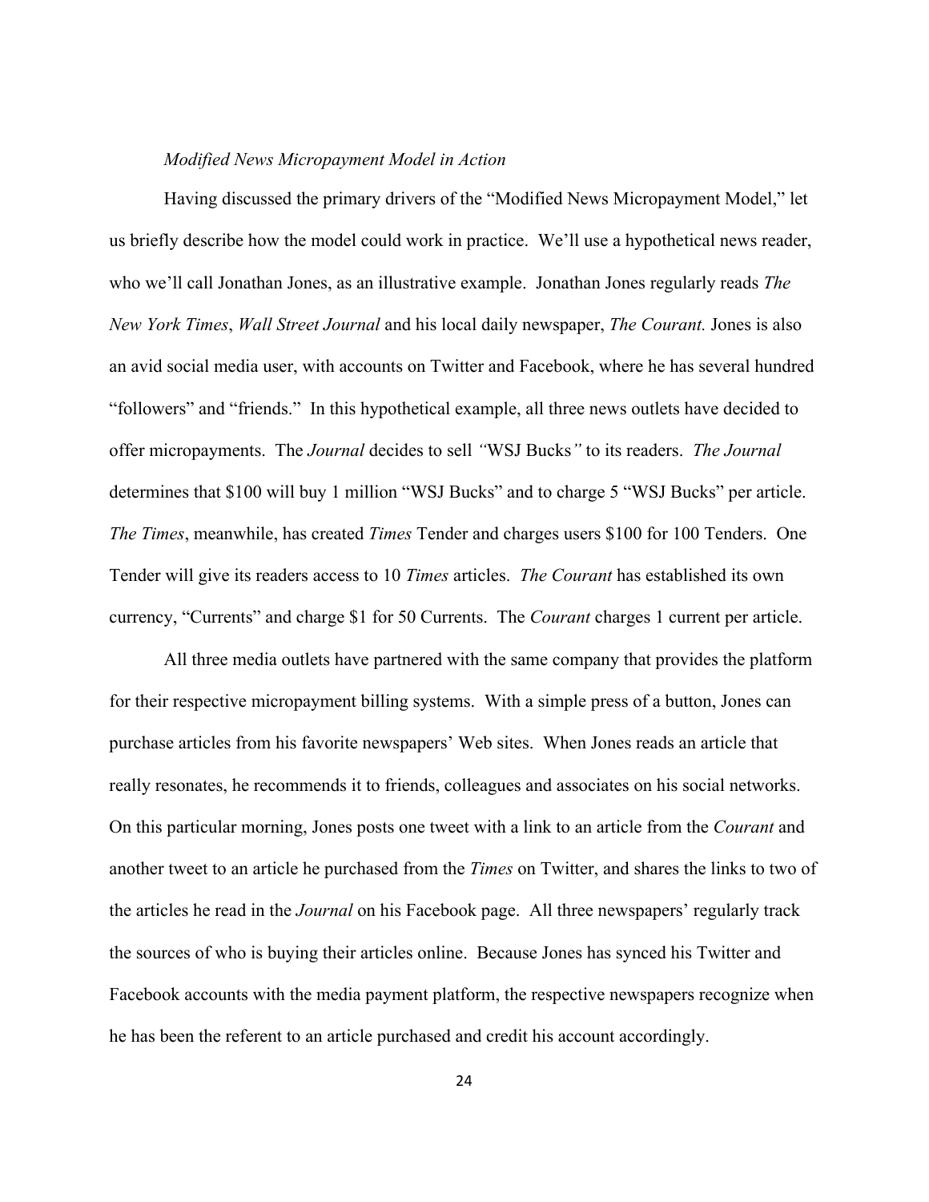*Modified News Micropayment Model in Action*

Having discussed the primary drivers of the "Modified News Micropayment Model," let us briefly describe how the model could work in practice. We'll use a hypothetical news reader, who we'll call Jonathan Jones, as an illustrative example. Jonathan Jones regularly reads *The New York Times*, *Wall Street Journal* and his local daily newspaper, *The Courant.* Jones is also an avid social media user, with accounts on Twitter and Facebook, where he has several hundred "followers" and "friends." In this hypothetical example, all three news outlets have decided to offer micropayments. The *Journal* decides to sell *"*WSJ Bucks*"* to its readers. *The Journal* determines that $100 will buy 1 million "WSJ Bucks" and to charge 5 "WSJ Bucks" per article. *The Times*, meanwhile, has created *Times* Tender and charges users $100 for 100 Tenders. One Tender will give its readers access to 10 *Times* articles. *The Courant* has established its own currency, "Currents" and charge $1 for 50 Currents. The *Courant* charges 1 current per article.

All three media outlets have partnered with the same company that provides the platform for their respective micropayment billing systems. With a simple press of a button, Jones can purchase articles from his favorite newspapers' Web sites. When Jones reads an article that really resonates, he recommends it to friends, colleagues and associates on his social networks. On this particular morning, Jones posts one tweet with a link to an article from the *Courant* and another tweet to an article he purchased from the *Times* on Twitter, and shares the links to two of the articles he read in the *Journal* on his Facebook page. All three newspapers' regularly track the sources of who is buying their articles online. Because Jones has synced his Twitter and Facebook accounts with the media payment platform, the respective newspapers recognize when he has been the referent to an article purchased and credit his account accordingly.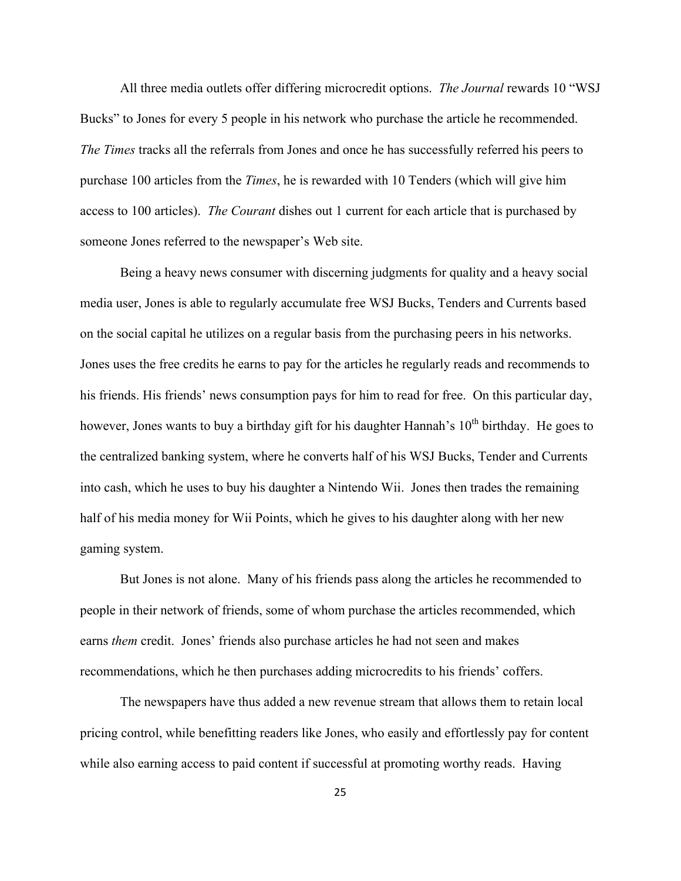All three media outlets offer differing microcredit options. *The Journal* rewards 10 "WSJ Bucks" to Jones for every 5 people in his network who purchase the article he recommended. *The Times* tracks all the referrals from Jones and once he has successfully referred his peers to purchase 100 articles from the *Times*, he is rewarded with 10 Tenders (which will give him access to 100 articles). *The Courant* dishes out 1 current for each article that is purchased by someone Jones referred to the newspaper's Web site.

Being a heavy news consumer with discerning judgments for quality and a heavy social media user, Jones is able to regularly accumulate free WSJ Bucks, Tenders and Currents based on the social capital he utilizes on a regular basis from the purchasing peers in his networks. Jones uses the free credits he earns to pay for the articles he regularly reads and recommends to his friends. His friends' news consumption pays for him to read for free. On this particular day, however, Jones wants to buy a birthday gift for his daughter Hannah's 10th birthday. He goes to the centralized banking system, where he converts half of his WSJ Bucks, Tender and Currents into cash, which he uses to buy his daughter a Nintendo Wii. Jones then trades the remaining half of his media money for Wii Points, which he gives to his daughter along with her new gaming system.

But Jones is not alone. Many of his friends pass along the articles he recommended to people in their network of friends, some of whom purchase the articles recommended, which earns *them* credit. Jones' friends also purchase articles he had not seen and makes recommendations, which he then purchases adding microcredits to his friends' coffers.

The newspapers have thus added a new revenue stream that allows them to retain local pricing control, while benefitting readers like Jones, who easily and effortlessly pay for content while also earning access to paid content if successful at promoting worthy reads. Having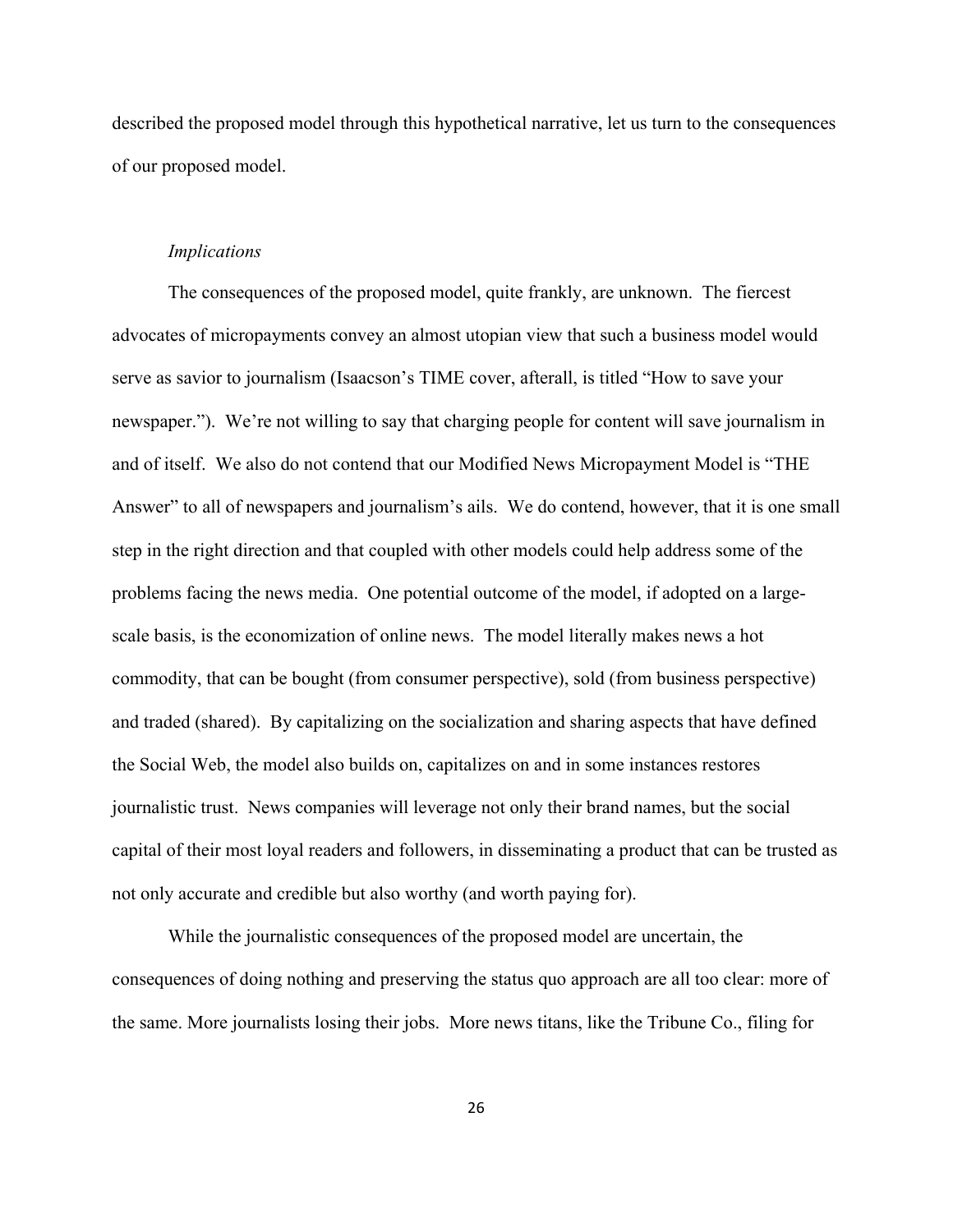described the proposed model through this hypothetical narrative, let us turn to the consequences of our proposed model.

*Implications*

The consequences of the proposed model, quite frankly, are unknown. The fiercest advocates of micropayments convey an almost utopian view that such a business model would serve as savior to journalism (Isaacson's TIME cover, afterall, is titled "How to save your newspaper."). We're not willing to say that charging people for content will save journalism in and of itself. We also do not contend that our Modified News Micropayment Model is "THE Answer" to all of newspapers and journalism's ails. We do contend, however, that it is one small step in the right direction and that coupled with other models could help address some of the problems facing the news media. One potential outcome of the model, if adopted on a large-scale basis, is the economization of online news. The model literally makes news a hot commodity, that can be bought (from consumer perspective), sold (from business perspective) and traded (shared). By capitalizing on the socialization and sharing aspects that have defined the Social Web, the model also builds on, capitalizes on and in some instances restores journalistic trust. News companies will leverage not only their brand names, but the social capital of their most loyal readers and followers, in disseminating a product that can be trusted as not only accurate and credible but also worthy (and worth paying for).

While the journalistic consequences of the proposed model are uncertain, the consequences of doing nothing and preserving the status quo approach are all too clear: more of the same. More journalists losing their jobs. More news titans, like the Tribune Co., filing for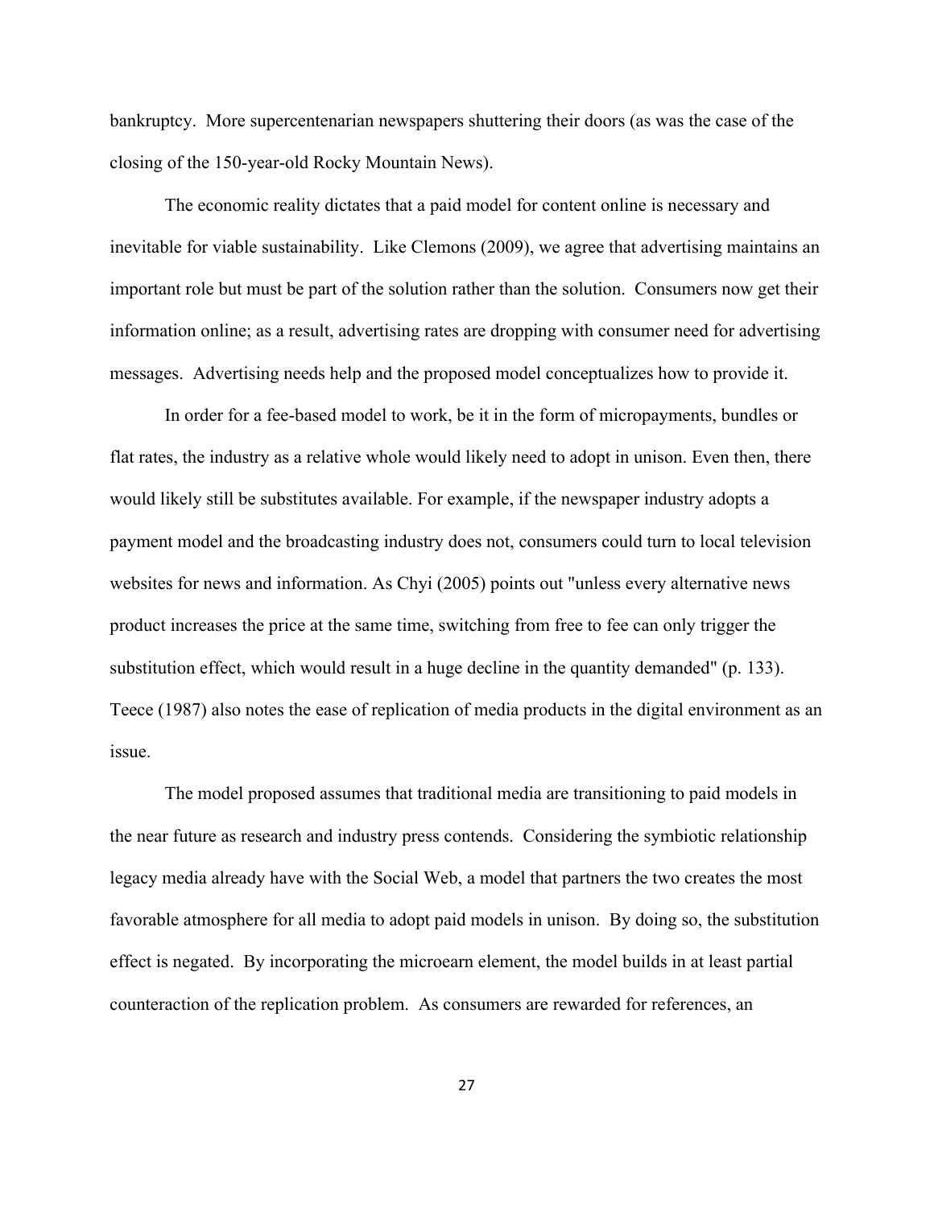bankruptcy. More supercentenarian newspapers shuttering their doors (as was the case of the closing of the 150-year-old Rocky Mountain News).

The economic reality dictates that a paid model for content online is necessary and inevitable for viable sustainability. Like Clemons (2009), we agree that advertising maintains an important role but must be part of the solution rather than the solution. Consumers now get their information online; as a result, advertising rates are dropping with consumer need for advertising messages. Advertising needs help and the proposed model conceptualizes how to provide it.

In order for a fee-based model to work, be it in the form of micropayments, bundles or flat rates, the industry as a relative whole would likely need to adopt in unison. Even then, there would likely still be substitutes available. For example, if the newspaper industry adopts a payment model and the broadcasting industry does not, consumers could turn to local television websites for news and information. As Chyi (2005) points out "unless every alternative news product increases the price at the same time, switching from free to fee can only trigger the substitution effect, which would result in a huge decline in the quantity demanded" (p. 133). Teece (1987) also notes the ease of replication of media products in the digital environment as an issue.

The model proposed assumes that traditional media are transitioning to paid models in the near future as research and industry press contends. Considering the symbiotic relationship legacy media already have with the Social Web, a model that partners the two creates the most favorable atmosphere for all media to adopt paid models in unison. By doing so, the substitution effect is negated. By incorporating the microearn element, the model builds in at least partial counteraction of the replication problem. As consumers are rewarded for references, an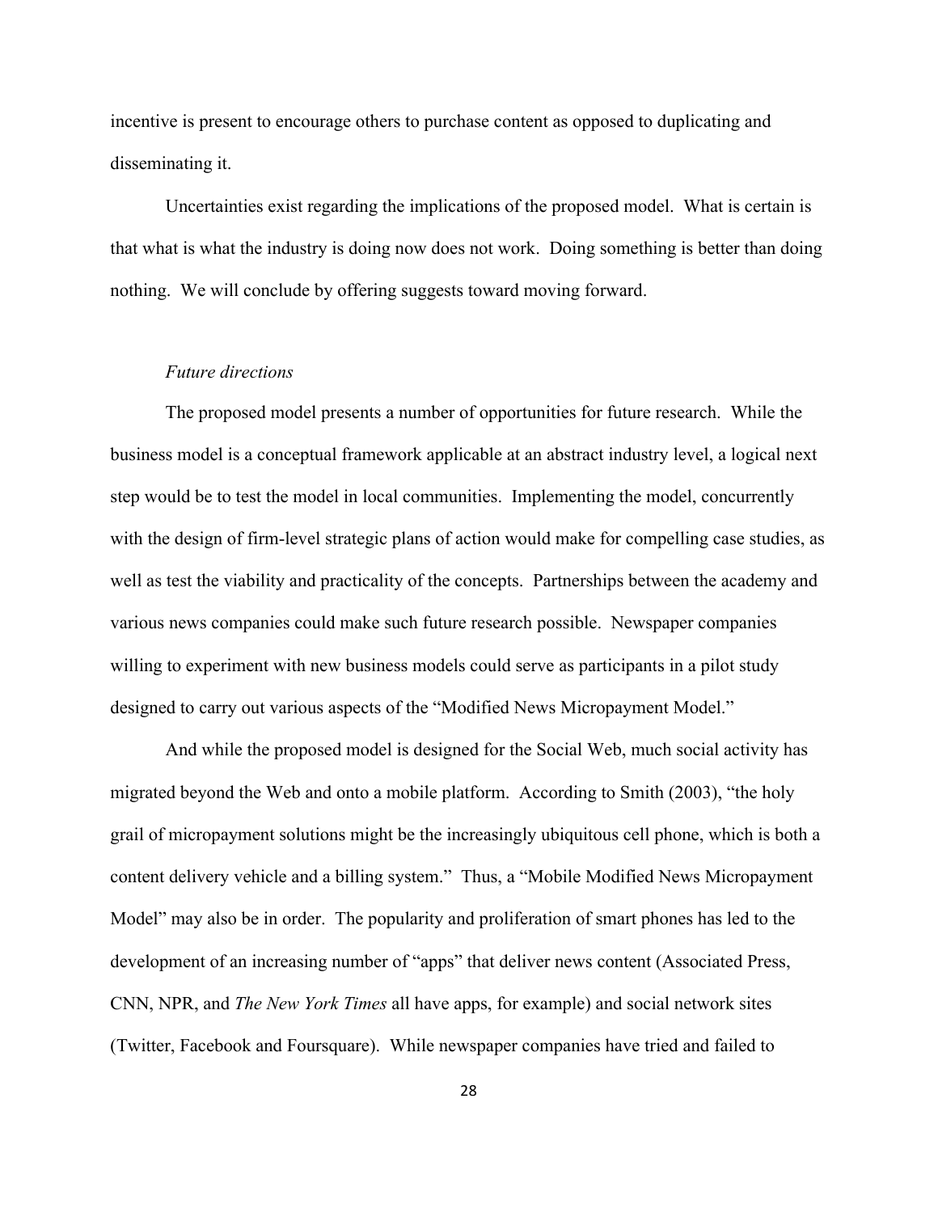incentive is present to encourage others to purchase content as opposed to duplicating and disseminating it.

Uncertainties exist regarding the implications of the proposed model. What is certain is that what is what the industry is doing now does not work. Doing something is better than doing nothing. We will conclude by offering suggests toward moving forward.

### *Future directions*

The proposed model presents a number of opportunities for future research. While the business model is a conceptual framework applicable at an abstract industry level, a logical next step would be to test the model in local communities. Implementing the model, concurrently with the design of firm-level strategic plans of action would make for compelling case studies, as well as test the viability and practicality of the concepts. Partnerships between the academy and various news companies could make such future research possible. Newspaper companies willing to experiment with new business models could serve as participants in a pilot study designed to carry out various aspects of the "Modified News Micropayment Model."

And while the proposed model is designed for the Social Web, much social activity has migrated beyond the Web and onto a mobile platform. According to Smith (2003), "the holy grail of micropayment solutions might be the increasingly ubiquitous cell phone, which is both a content delivery vehicle and a billing system." Thus, a "Mobile Modified News Micropayment Model" may also be in order. The popularity and proliferation of smart phones has led to the development of an increasing number of "apps" that deliver news content (Associated Press, CNN, NPR, and *The New York Times* all have apps, for example) and social network sites (Twitter, Facebook and Foursquare). While newspaper companies have tried and failed to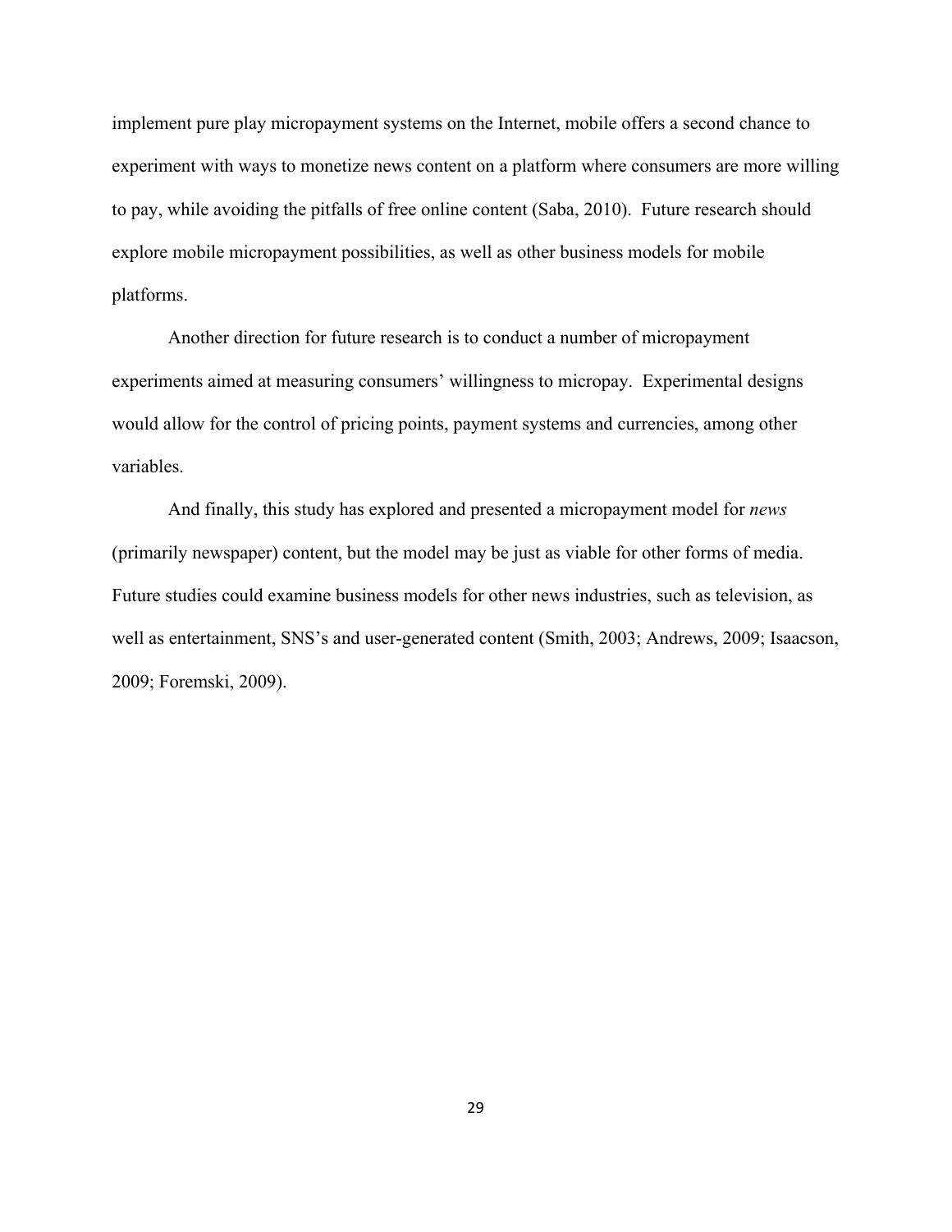implement pure play micropayment systems on the Internet, mobile offers a second chance to experiment with ways to monetize news content on a platform where consumers are more willing to pay, while avoiding the pitfalls of free online content (Saba, 2010). Future research should explore mobile micropayment possibilities, as well as other business models for mobile platforms.

Another direction for future research is to conduct a number of micropayment experiments aimed at measuring consumers' willingness to micropay. Experimental designs would allow for the control of pricing points, payment systems and currencies, among other variables.

And finally, this study has explored and presented a micropayment model for *news* (primarily newspaper) content, but the model may be just as viable for other forms of media. Future studies could examine business models for other news industries, such as television, as well as entertainment, SNS's and user-generated content (Smith, 2003; Andrews, 2009; Isaacson, 2009; Foremski, 2009).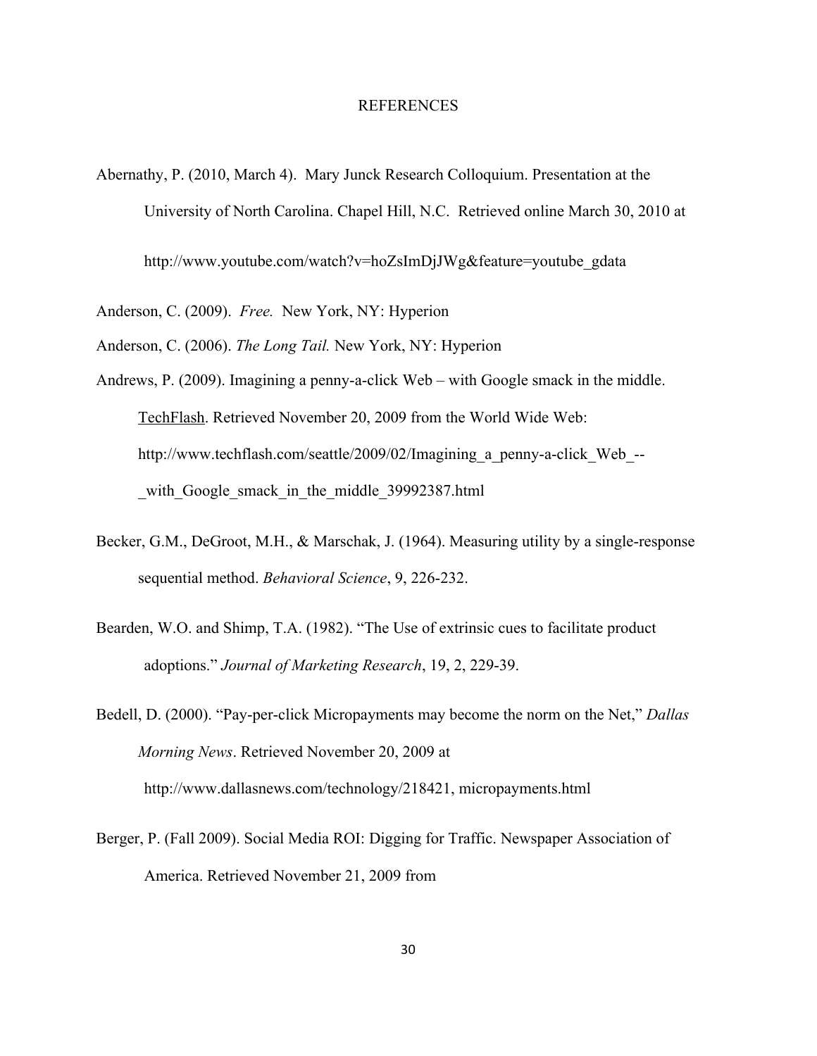# REFERENCES

Abernathy, P. (2010, March 4). Mary Junck Research Colloquium. Presentation at the University of North Carolina. Chapel Hill, N.C. Retrieved online March 30, 2010 at http://www.youtube.com/watch?v=hoZsImDjJWg&feature=youtube_gdata

Anderson, C. (2009). *Free.* New York, NY: Hyperion

Anderson, C. (2006). *The Long Tail.* New York, NY: Hyperion

Andrews, P. (2009). Imagining a penny-a-click Web – with Google smack in the middle. TechFlash. Retrieved November 20, 2009 from the World Wide Web: http://www.techflash.com/seattle/2009/02/Imagining_a_penny-a-click_Web_--_with_Google_smack_in_the_middle_39992387.html

Becker, G.M., DeGroot, M.H., & Marschak, J. (1964). Measuring utility by a single-response sequential method. *Behavioral Science*, 9, 226-232.

Bearden, W.O. and Shimp, T.A. (1982). "The Use of extrinsic cues to facilitate product adoptions." *Journal of Marketing Research*, 19, 2, 229-39.

Bedell, D. (2000). "Pay-per-click Micropayments may become the norm on the Net," *Dallas Morning News*. Retrieved November 20, 2009 at http://www.dallasnews.com/technology/218421, micropayments.html

Berger, P. (Fall 2009). Social Media ROI: Digging for Traffic. Newspaper Association of America. Retrieved November 21, 2009 from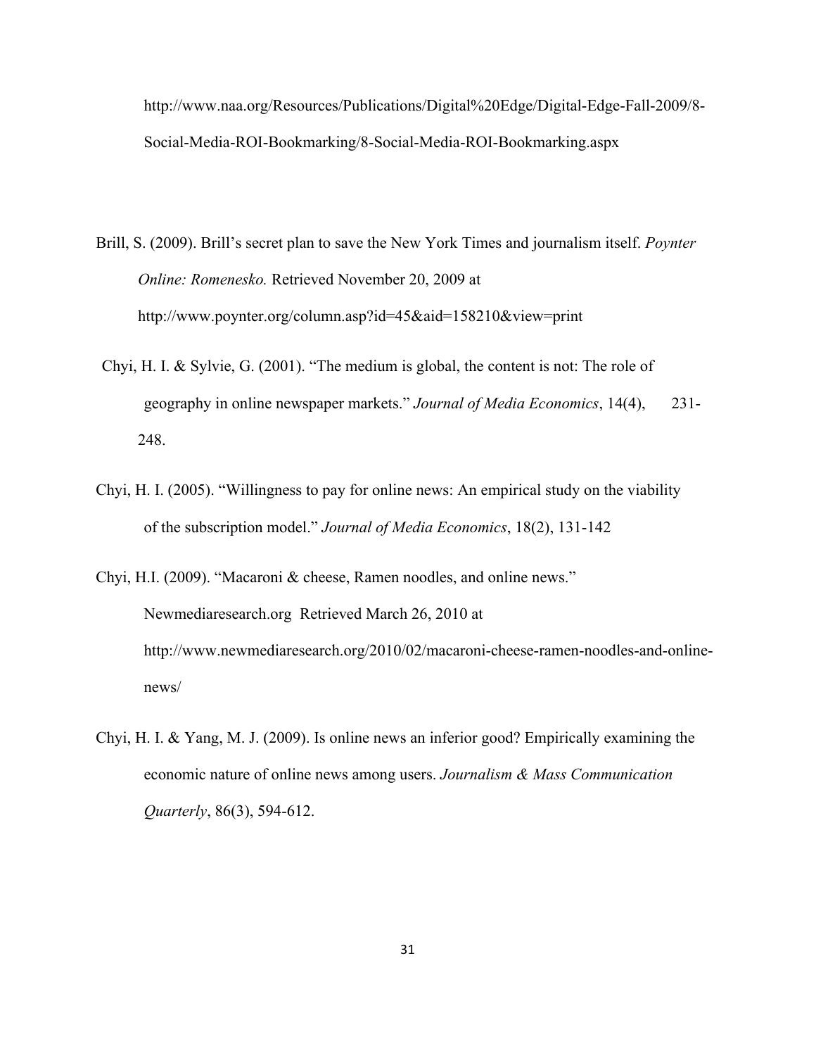http://www.naa.org/Resources/Publications/Digital%20Edge/Digital-Edge-Fall-2009/8-Social-Media-ROI-Bookmarking/8-Social-Media-ROI-Bookmarking.aspx

Brill, S. (2009). Brill's secret plan to save the New York Times and journalism itself. *Poynter Online: Romenesko.* Retrieved November 20, 2009 at http://www.poynter.org/column.asp?id=45&aid=158210&view=print

Chyi, H. I. & Sylvie, G. (2001). "The medium is global, the content is not: The role of geography in online newspaper markets." *Journal of Media Economics*, 14(4), 231-248.

Chyi, H. I. (2005). "Willingness to pay for online news: An empirical study on the viability of the subscription model." *Journal of Media Economics*, 18(2), 131-142

Chyi, H.I. (2009). "Macaroni & cheese, Ramen noodles, and online news." Newmediaresearch.org Retrieved March 26, 2010 at http://www.newmediaresearch.org/2010/02/macaroni-cheese-ramen-noodles-and-online-news/

Chyi, H. I. & Yang, M. J. (2009). Is online news an inferior good? Empirically examining the economic nature of online news among users. *Journalism & Mass Communication Quarterly*, 86(3), 594-612.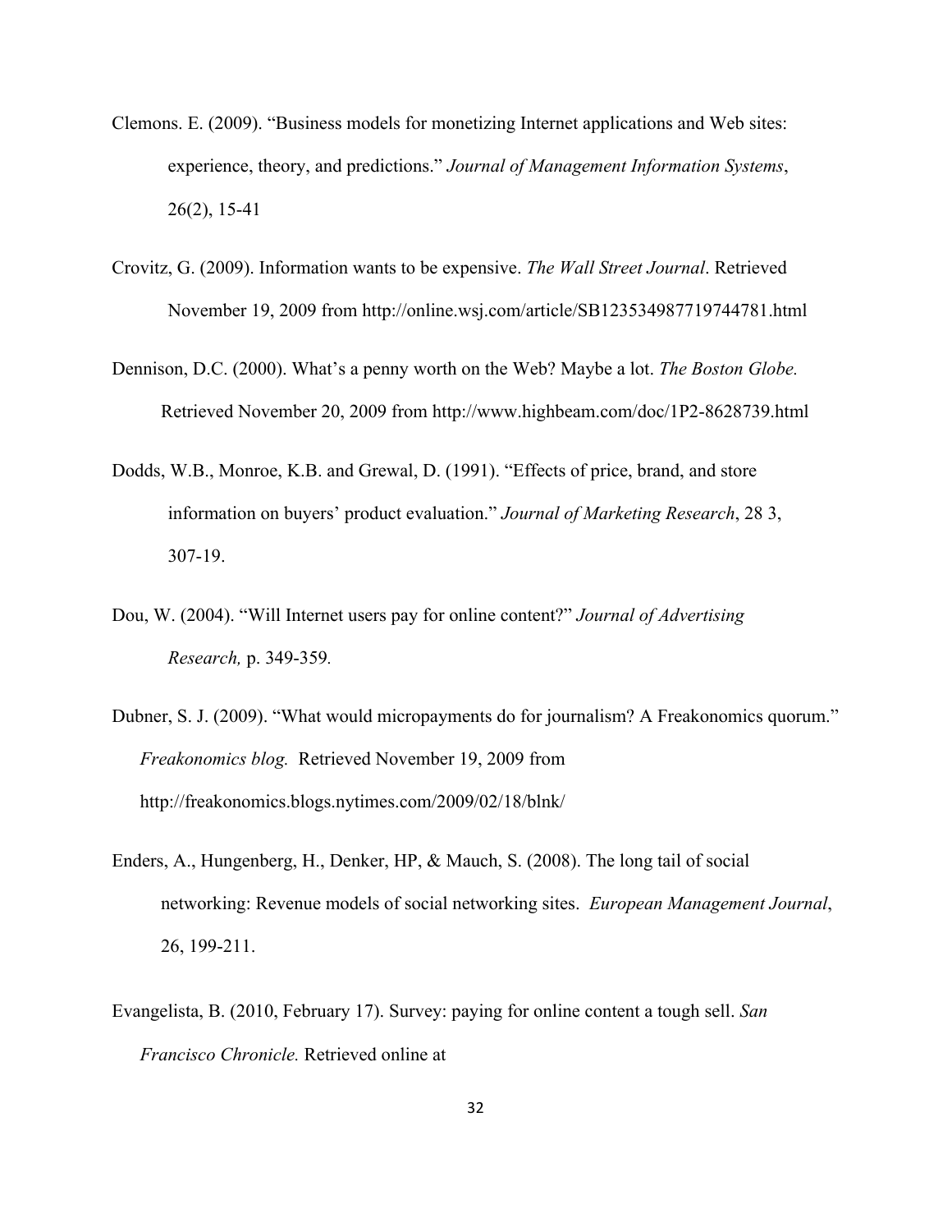Clemons. E. (2009). “Business models for monetizing Internet applications and Web sites: experience, theory, and predictions.” *Journal of Management Information Systems*, 26(2), 15-41

Crovitz, G. (2009). Information wants to be expensive. *The Wall Street Journal*. Retrieved November 19, 2009 from http://online.wsj.com/article/SB123534987719744781.html

Dennison, D.C. (2000). What’s a penny worth on the Web? Maybe a lot. *The Boston Globe.* Retrieved November 20, 2009 from http://www.highbeam.com/doc/1P2-8628739.html

Dodds, W.B., Monroe, K.B. and Grewal, D. (1991). “Effects of price, brand, and store information on buyers’ product evaluation.” *Journal of Marketing Research*, 28 3, 307-19.

Dou, W. (2004). “Will Internet users pay for online content?” *Journal of Advertising Research,* p. 349-359.

Dubner, S. J. (2009). “What would micropayments do for journalism? A Freakonomics quorum.” *Freakonomics blog.* Retrieved November 19, 2009 from http://freakonomics.blogs.nytimes.com/2009/02/18/blnk/

Enders, A., Hungenberg, H., Denker, HP, & Mauch, S. (2008). The long tail of social networking: Revenue models of social networking sites. *European Management Journal*, 26, 199-211.

Evangelista, B. (2010, February 17). Survey: paying for online content a tough sell. *San Francisco Chronicle.* Retrieved online at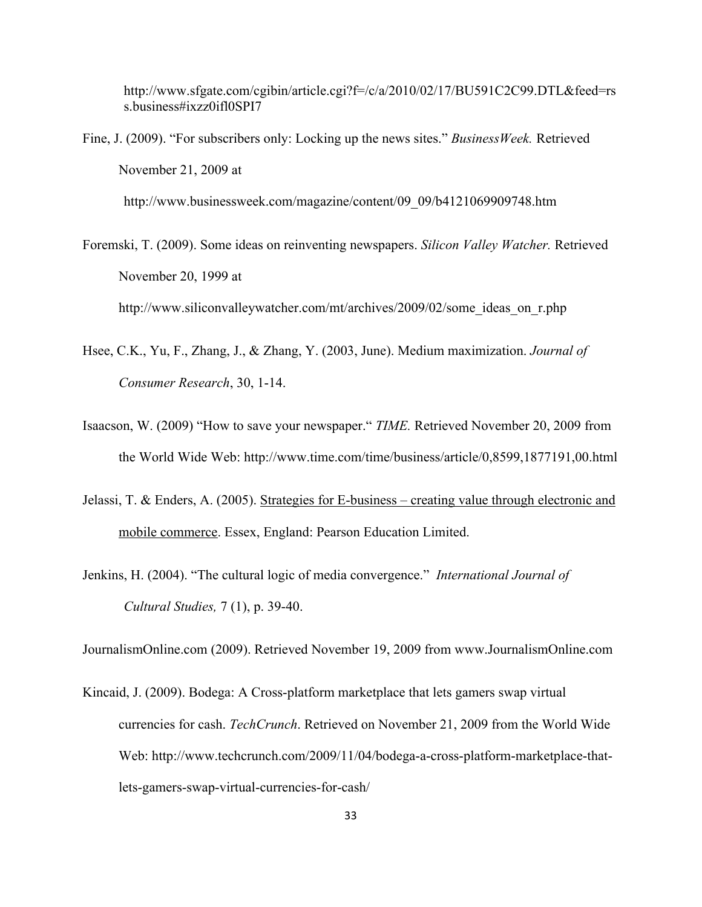http://www.sfgate.com/cgibin/article.cgi?f=/c/a/2010/02/17/BU591C2C99.DTL&feed=rss.business#ixzz0ifl0SPI7

Fine, J. (2009). "For subscribers only: Locking up the news sites." *BusinessWeek.* Retrieved November 21, 2009 at http://www.businessweek.com/magazine/content/09_09/b4121069909748.htm

Foremski, T. (2009). Some ideas on reinventing newspapers. *Silicon Valley Watcher.* Retrieved November 20, 1999 at http://www.siliconvalleywatcher.com/mt/archives/2009/02/some_ideas_on_r.php

Hsee, C.K., Yu, F., Zhang, J., & Zhang, Y. (2003, June). Medium maximization. *Journal of Consumer Research*, 30, 1-14.

Isaacson, W. (2009) "How to save your newspaper." *TIME.* Retrieved November 20, 2009 from the World Wide Web: http://www.time.com/time/business/article/0,8599,1877191,00.html

Jelassi, T. & Enders, A. (2005). <u>Strategies for E-business – creating value through electronic and mobile commerce</u>. Essex, England: Pearson Education Limited.

Jenkins, H. (2004). "The cultural logic of media convergence." *International Journal of Cultural Studies,* 7 (1), p. 39-40.

JournalismOnline.com (2009). Retrieved November 19, 2009 from www.JournalismOnline.com

Kincaid, J. (2009). Bodega: A Cross-platform marketplace that lets gamers swap virtual currencies for cash. *TechCrunch*. Retrieved on November 21, 2009 from the World Wide Web: http://www.techcrunch.com/2009/11/04/bodega-a-cross-platform-marketplace-that-lets-gamers-swap-virtual-currencies-for-cash/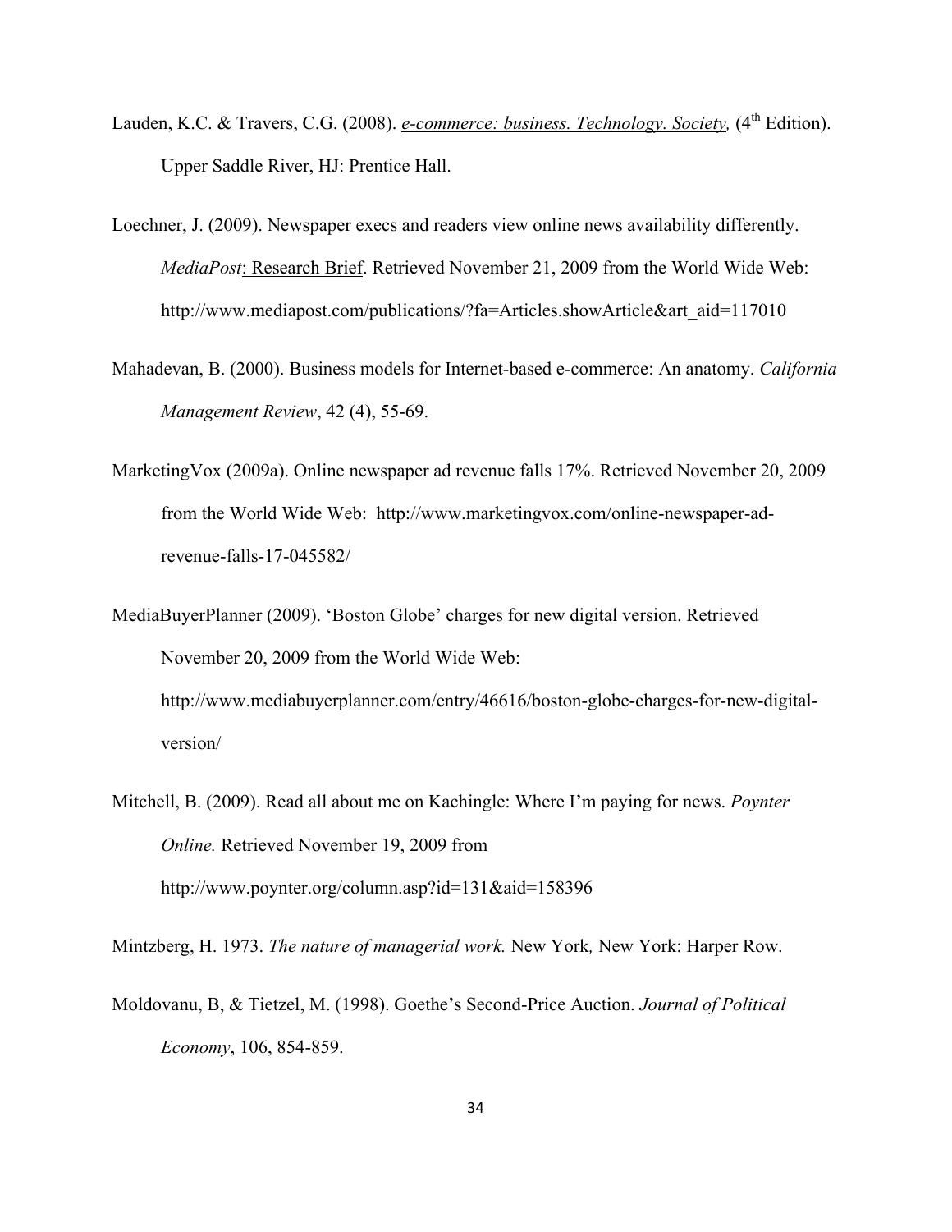Lauden, K.C. & Travers, C.G. (2008). *e-commerce: business. Technology. Society,* (4th Edition). Upper Saddle River, HJ: Prentice Hall.

Loechner, J. (2009). Newspaper execs and readers view online news availability differently. *MediaPost*: Research Brief. Retrieved November 21, 2009 from the World Wide Web: http://www.mediapost.com/publications/?fa=Articles.showArticle&art_aid=117010

Mahadevan, B. (2000). Business models for Internet-based e-commerce: An anatomy. *California Management Review*, 42 (4), 55-69.

MarketingVox (2009a). Online newspaper ad revenue falls 17%. Retrieved November 20, 2009 from the World Wide Web: http://www.marketingvox.com/online-newspaper-ad-revenue-falls-17-045582/

MediaBuyerPlanner (2009). 'Boston Globe' charges for new digital version. Retrieved November 20, 2009 from the World Wide Web: http://www.mediabuyerplanner.com/entry/46616/boston-globe-charges-for-new-digital-version/

Mitchell, B. (2009). Read all about me on Kachingle: Where I'm paying for news. *Poynter Online.* Retrieved November 19, 2009 from http://www.poynter.org/column.asp?id=131&aid=158396

Mintzberg, H. 1973. *The nature of managerial work.* New York*,* New York: Harper Row.

Moldovanu, B, & Tietzel, M. (1998). Goethe's Second-Price Auction. *Journal of Political Economy*, 106, 854-859.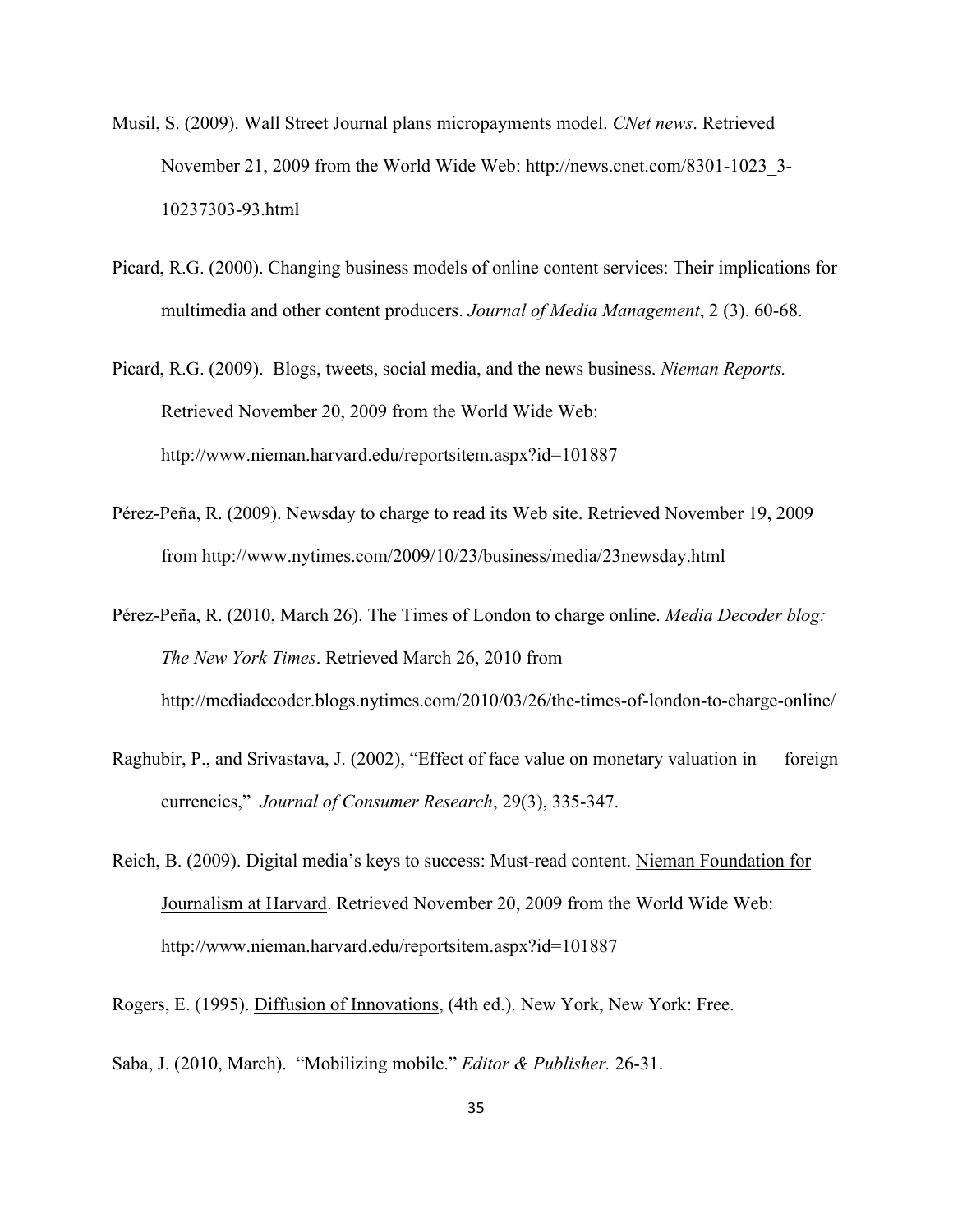Musil, S. (2009). Wall Street Journal plans micropayments model. *CNet news*. Retrieved November 21, 2009 from the World Wide Web: http://news.cnet.com/8301-1023_3-10237303-93.html

Picard, R.G. (2000). Changing business models of online content services: Their implications for multimedia and other content producers. *Journal of Media Management*, 2 (3). 60-68.

Picard, R.G. (2009). Blogs, tweets, social media, and the news business. *Nieman Reports.* Retrieved November 20, 2009 from the World Wide Web: http://www.nieman.harvard.edu/reportsitem.aspx?id=101887

Pérez-Peña, R. (2009). Newsday to charge to read its Web site. Retrieved November 19, 2009 from http://www.nytimes.com/2009/10/23/business/media/23newsday.html

Pérez-Peña, R. (2010, March 26). The Times of London to charge online. *Media Decoder blog: The New York Times*. Retrieved March 26, 2010 from http://mediadecoder.blogs.nytimes.com/2010/03/26/the-times-of-london-to-charge-online/

Raghubir, P., and Srivastava, J. (2002), "Effect of face value on monetary valuation in foreign currencies," *Journal of Consumer Research*, 29(3), 335-347.

Reich, B. (2009). Digital media's keys to success: Must-read content. Nieman Foundation for Journalism at Harvard. Retrieved November 20, 2009 from the World Wide Web: http://www.nieman.harvard.edu/reportsitem.aspx?id=101887

Rogers, E. (1995). Diffusion of Innovations, (4th ed.). New York, New York: Free.

Saba, J. (2010, March). "Mobilizing mobile." *Editor & Publisher.* 26-31.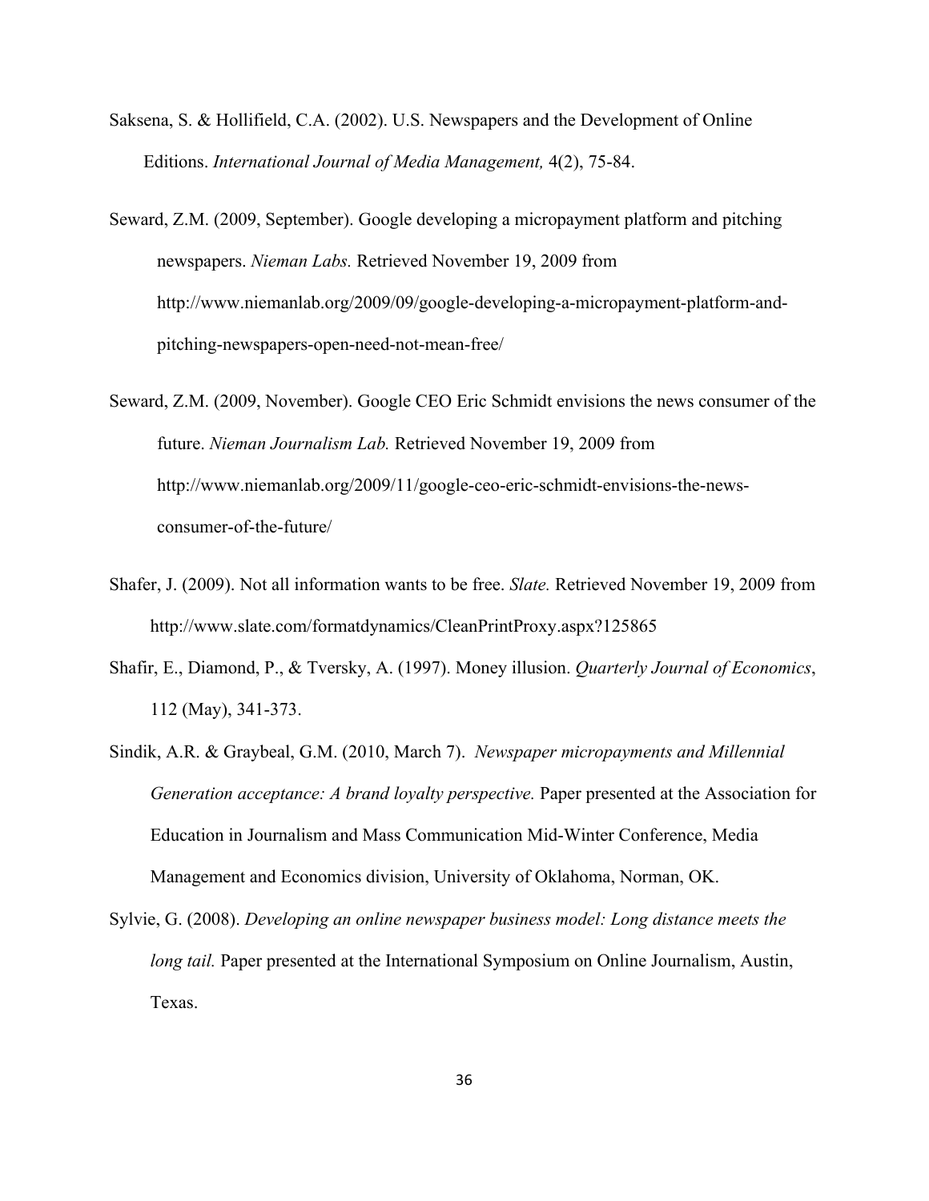Saksena, S. & Hollifield, C.A. (2002). U.S. Newspapers and the Development of Online Editions. *International Journal of Media Management,* 4(2), 75-84.

Seward, Z.M. (2009, September). Google developing a micropayment platform and pitching newspapers. *Nieman Labs.* Retrieved November 19, 2009 from http://www.niemanlab.org/2009/09/google-developing-a-micropayment-platform-and-pitching-newspapers-open-need-not-mean-free/

Seward, Z.M. (2009, November). Google CEO Eric Schmidt envisions the news consumer of the future. *Nieman Journalism Lab.* Retrieved November 19, 2009 from http://www.niemanlab.org/2009/11/google-ceo-eric-schmidt-envisions-the-news-consumer-of-the-future/

Shafer, J. (2009). Not all information wants to be free. *Slate.* Retrieved November 19, 2009 from http://www.slate.com/formatdynamics/CleanPrintProxy.aspx?125865

Shafir, E., Diamond, P., & Tversky, A. (1997). Money illusion. *Quarterly Journal of Economics*, 112 (May), 341-373.

Sindik, A.R. & Graybeal, G.M. (2010, March 7). *Newspaper micropayments and Millennial Generation acceptance: A brand loyalty perspective.* Paper presented at the Association for Education in Journalism and Mass Communication Mid-Winter Conference, Media Management and Economics division, University of Oklahoma, Norman, OK.

Sylvie, G. (2008). *Developing an online newspaper business model: Long distance meets the long tail.* Paper presented at the International Symposium on Online Journalism, Austin, Texas.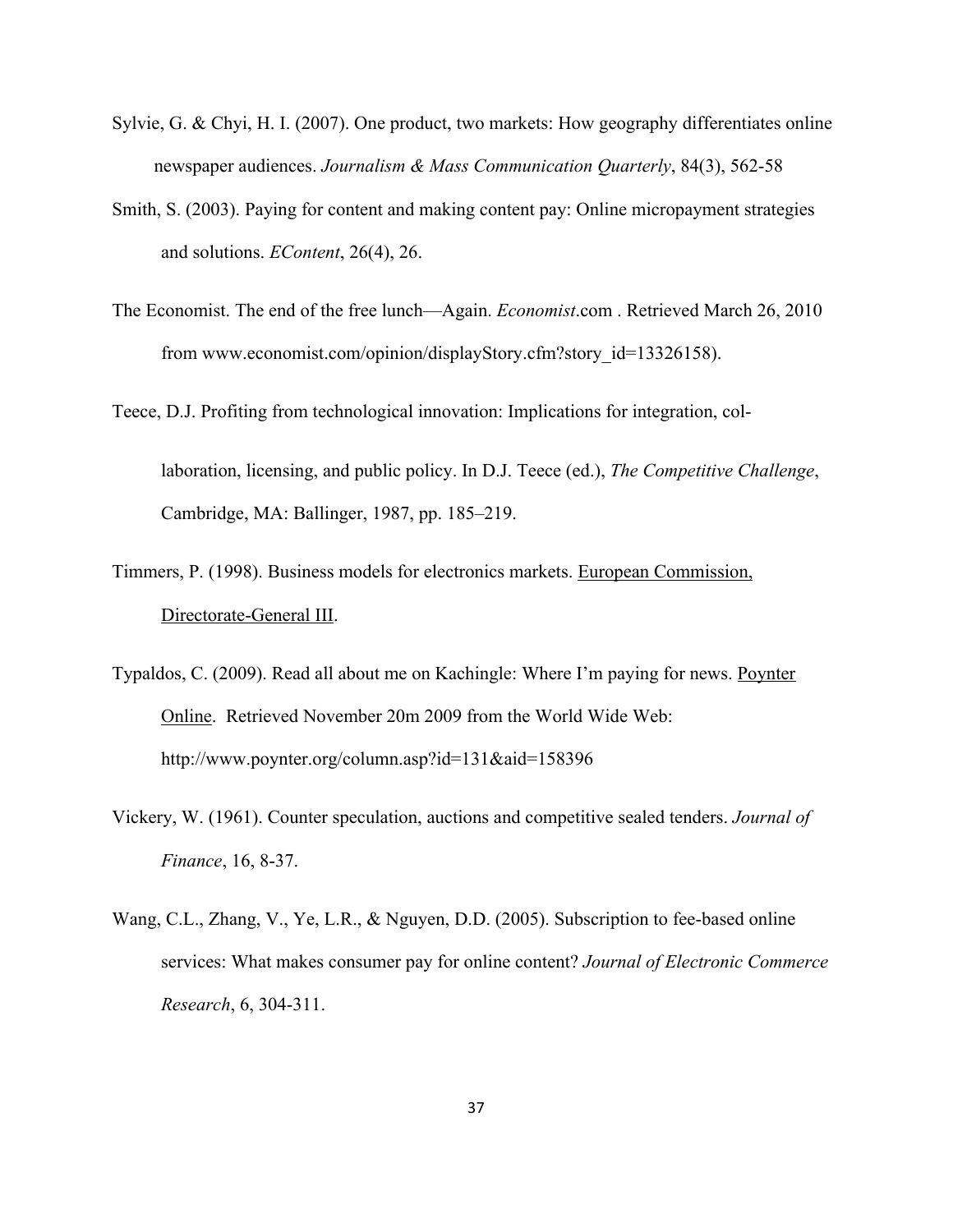Sylvie, G. & Chyi, H. I. (2007). One product, two markets: How geography differentiates online newspaper audiences. *Journalism & Mass Communication Quarterly*, 84(3), 562-58

Smith, S. (2003). Paying for content and making content pay: Online micropayment strategies and solutions. *EContent*, 26(4), 26.

The Economist. The end of the free lunch—Again. *Economist*.com . Retrieved March 26, 2010 from www.economist.com/opinion/displayStory.cfm?story_id=13326158).

Teece, D.J. Profiting from technological innovation: Implications for integration, col-

laboration, licensing, and public policy. In D.J. Teece (ed.), *The Competitive Challenge*, Cambridge, MA: Ballinger, 1987, pp. 185–219.

Timmers, P. (1998). Business models for electronics markets. European Commission, Directorate-General III.

Typaldos, C. (2009). Read all about me on Kachingle: Where I'm paying for news. Poynter Online.  Retrieved November 20m 2009 from the World Wide Web: http://www.poynter.org/column.asp?id=131&aid=158396

Vickery, W. (1961). Counter speculation, auctions and competitive sealed tenders. *Journal of Finance*, 16, 8-37.

Wang, C.L., Zhang, V., Ye, L.R., & Nguyen, D.D. (2005). Subscription to fee-based online services: What makes consumer pay for online content? *Journal of Electronic Commerce Research*, 6, 304-311.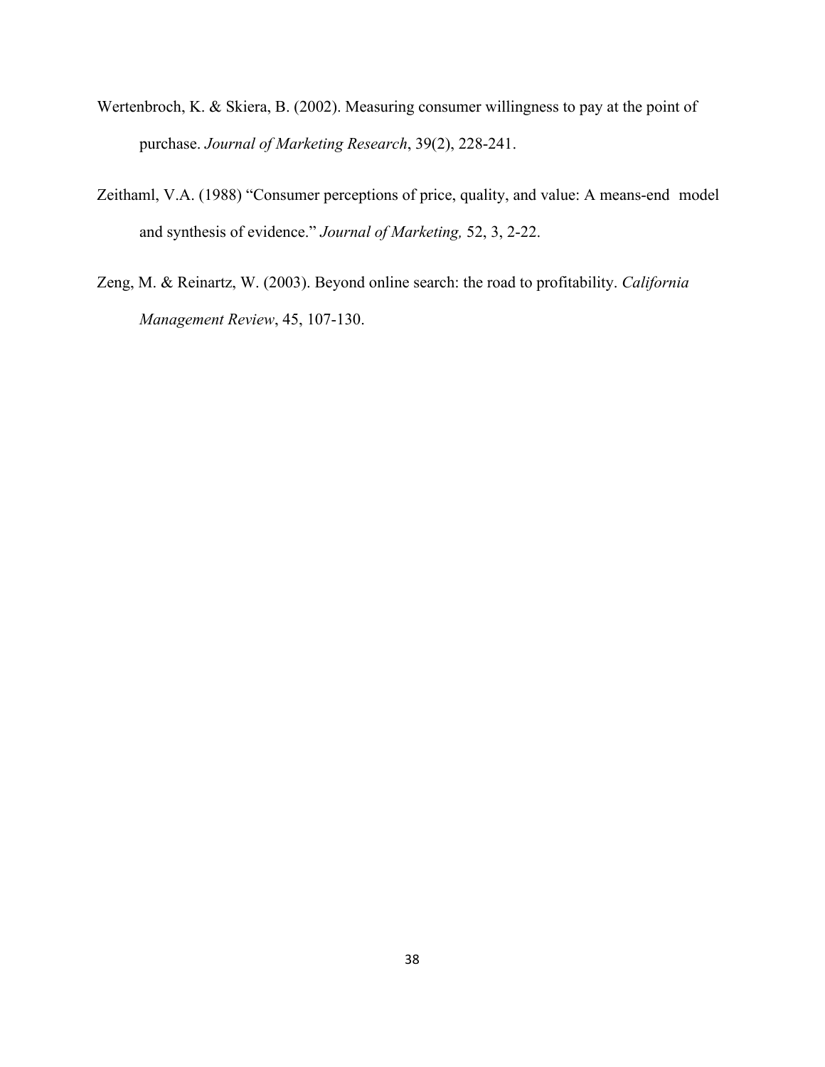Wertenbroch, K. & Skiera, B. (2002). Measuring consumer willingness to pay at the point of purchase. *Journal of Marketing Research*, 39(2), 228-241.

Zeithaml, V.A. (1988) "Consumer perceptions of price, quality, and value: A means-end model and synthesis of evidence." *Journal of Marketing,* 52, 3, 2-22.

Zeng, M. & Reinartz, W. (2003). Beyond online search: the road to profitability. *California Management Review*, 45, 107-130.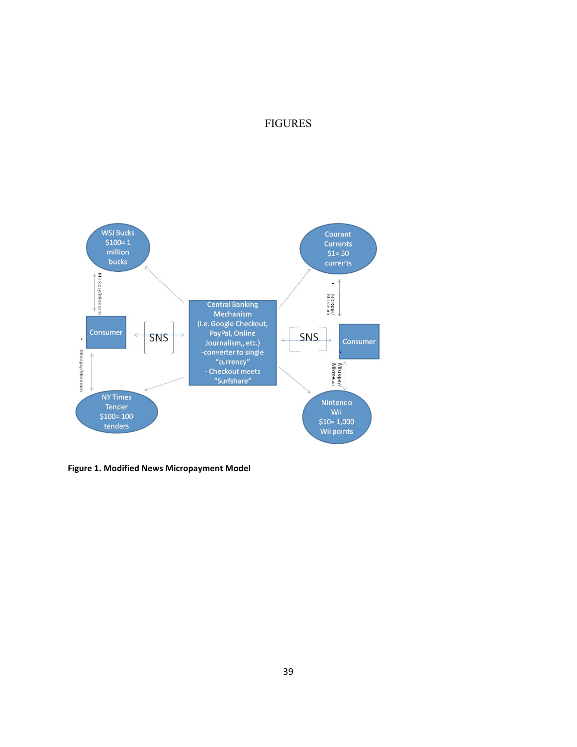# FIGURES

WSJ Bucks
$100= 1 million bucks

Courant Currents
$1= 50 currents

Consumer

SNS

Central Banking Mechanism (i.e. Google Checkout, PayPal, Online Journalism,, etc.)
-converter to single "currency"
- Checkout meets "Surfshare"

SNS

Consumer

NY Times Tender
$100= 100 tenders

Nintendo Wii
$10= 1,000 Wii points

Micropay/Microearn

**Figure 1. Modified News Micropayment Model**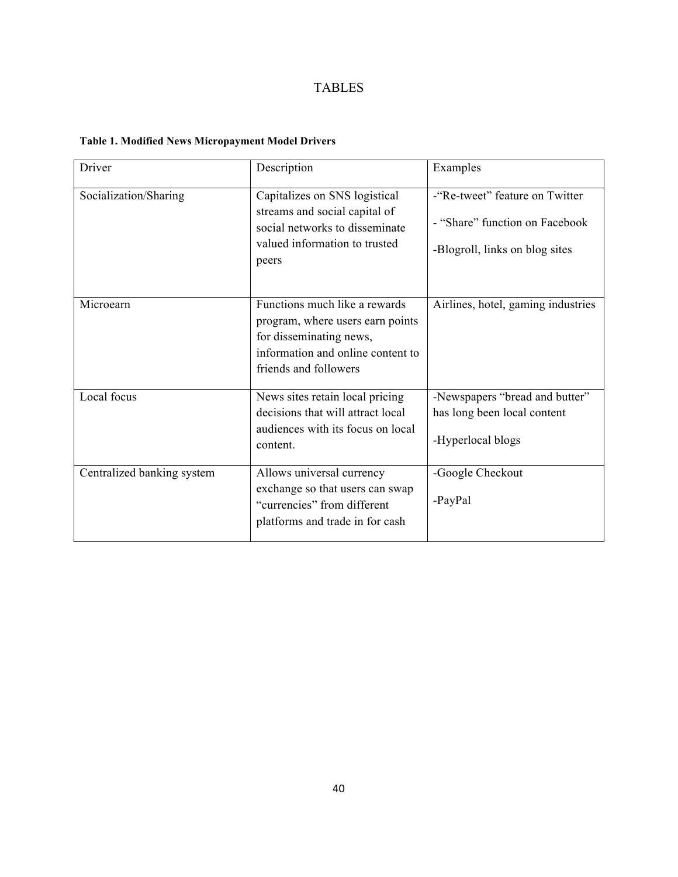# TABLES

**Table 1. Modified News Micropayment Model Drivers**

| Driver | Description | Examples |
|---|---|---|
| Socialization/Sharing | Capitalizes on SNS logistical streams and social capital of social networks to disseminate valued information to trusted peers | -"Re-tweet" feature on Twitter<br>- "Share" function on Facebook<br>-Blogroll, links on blog sites |
| Microearn | Functions much like a rewards program, where users earn points for disseminating news, information and online content to friends and followers | Airlines, hotel, gaming industries |
| Local focus | News sites retain local pricing decisions that will attract local audiences with its focus on local content. | -Newspapers "bread and butter" has long been local content<br>-Hyperlocal blogs |
| Centralized banking system | Allows universal currency exchange so that users can swap "currencies" from different platforms and trade in for cash | -Google Checkout<br>-PayPal |